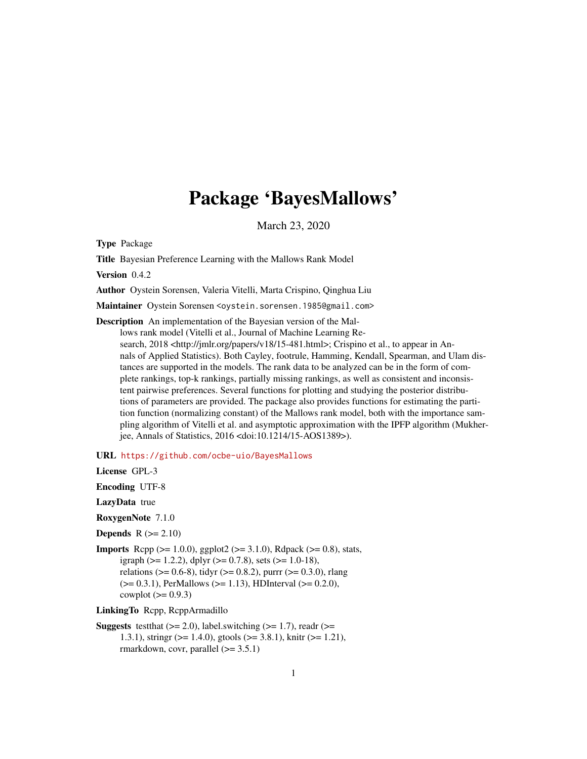# Package 'BayesMallows'

March 23, 2020

**Type** Package

**Title** Bayesian Preference Learning with the Mallows Rank Model

**Version** 0.4.2

**Author** Oystein Sorensen, Valeria Vitelli, Marta Crispino, Qinghua Liu

**Maintainer** Oystein Sorensen <oystein.sorensen.1985@gmail.com>

**Description** An implementation of the Bayesian version of the Mallows rank model (Vitelli et al., Journal of Machine Learning Research, 2018 <http://jmlr.org/papers/v18/15-481.html>; Crispino et al., to appear in Annals of Applied Statistics). Both Cayley, footrule, Hamming, Kendall, Spearman, and Ulam distances are supported in the models. The rank data to be analyzed can be in the form of complete rankings, top-k rankings, partially missing rankings, as well as consistent and inconsistent pairwise preferences. Several functions for plotting and studying the posterior distributions of parameters are provided. The package also provides functions for estimating the partition function (normalizing constant) of the Mallows rank model, both with the importance sampling algorithm of Vitelli et al. and asymptotic approximation with the IPFP algorithm (Mukherjee, Annals of Statistics, 2016 <doi:10.1214/15-AOS1389>).

**URL** https://github.com/ocbe-uio/BayesMallows

**License** GPL-3

**Encoding** UTF-8

**LazyData** true

**RoxygenNote** 7.1.0

**Depends** R (>= 2.10)

**Imports** Rcpp (>= 1.0.0), ggplot2 (>= 3.1.0), Rdpack (>= 0.8), stats, igraph (>= 1.2.2), dplyr (>= 0.7.8), sets (>= 1.0-18), relations (>= 0.6-8), tidyr (>= 0.8.2), purrr (>= 0.3.0), rlang (>= 0.3.1), PerMallows (>= 1.13), HDInterval (>= 0.2.0), cowplot (>= 0.9.3)

**LinkingTo** Rcpp, RcppArmadillo

**Suggests** testthat (>= 2.0), label.switching (>= 1.7), readr (>= 1.3.1), stringr (>= 1.4.0), gtools (>= 3.8.1), knitr (>= 1.21), rmarkdown, covr, parallel (>= 3.5.1)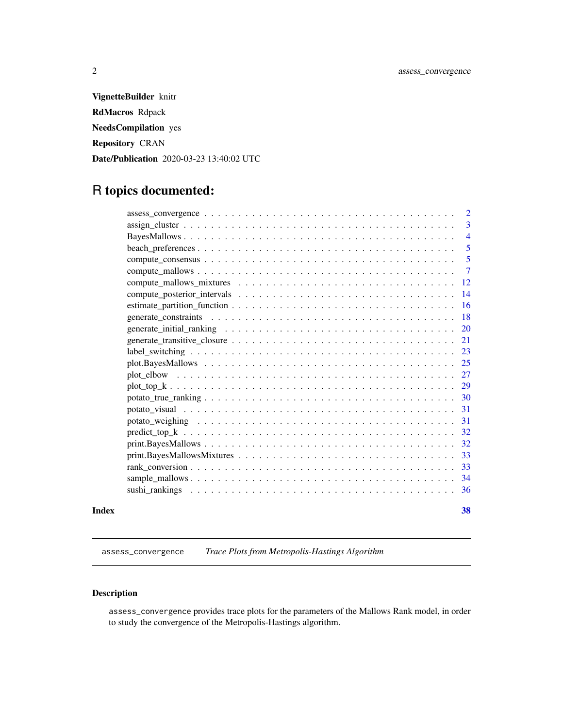**VignetteBuilder** knitr

**RdMacros** Rdpack

**NeedsCompilation** yes

**Repository** CRAN

**Date/Publication** 2020-03-23 13:40:02 UTC

# R topics documented:

| | |
|---|---|
| assess_convergence | 2 |
| assign_cluster | 3 |
| BayesMallows | 4 |
| beach_preferences | 5 |
| compute_consensus | 5 |
| compute_mallows | 7 |
| compute_mallows_mixtures | 12 |
| compute_posterior_intervals | 14 |
| estimate_partition_function | 16 |
| generate_constraints | 18 |
| generate_initial_ranking | 20 |
| generate_transitive_closure | 21 |
| label_switching | 23 |
| plot.BayesMallows | 25 |
| plot_elbow | 27 |
| plot_top_k | 29 |
| potato_true_ranking | 30 |
| potato_visual | 31 |
| potato_weighing | 31 |
| predict_top_k | 32 |
| print.BayesMallows | 32 |
| print.BayesMallowsMixtures | 33 |
| rank_conversion | 33 |
| sample_mallows | 34 |
| sushi_rankings | 36 |
| **Index** | **38** |

---

`assess_convergence` *Trace Plots from Metropolis-Hastings Algorithm*

---

### Description

`assess_convergence` provides trace plots for the parameters of the Mallows Rank model, in order to study the convergence of the Metropolis-Hastings algorithm.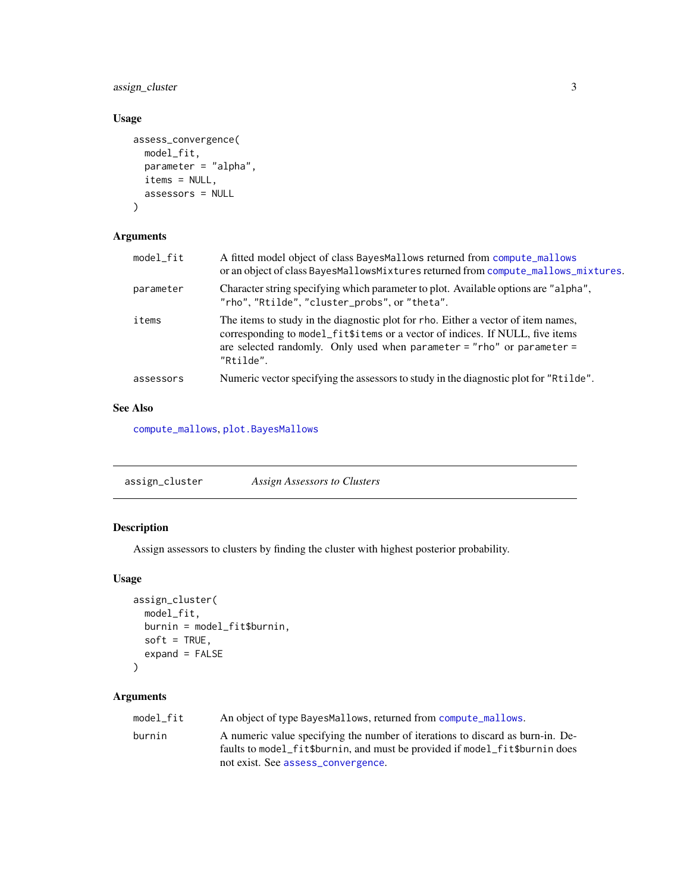### Usage

```
assess_convergence(
  model_fit,
  parameter = "alpha",
  items = NULL,
  assessors = NULL
)
```

### Arguments

| | |
|---|---|
| `model_fit` | A fitted model object of class `BayesMallows` returned from `compute_mallows` or an object of class `BayesMallowsMixtures` returned from `compute_mallows_mixtures`. |
| `parameter` | Character string specifying which parameter to plot. Available options are `"alpha"`, `"rho"`, `"Rtilde"`, `"cluster_probs"`, or `"theta"`. |
| `items` | The items to study in the diagnostic plot for `rho`. Either a vector of item names, corresponding to `model_fit$items` or a vector of indices. If NULL, five items are selected randomly. Only used when `parameter = "rho"` or `parameter = "Rtilde"`. |
| `assessors` | Numeric vector specifying the assessors to study in the diagnostic plot for `"Rtilde"`. |

### See Also

`compute_mallows`, `plot.BayesMallows`

---

## `assign_cluster` *Assign Assessors to Clusters*

---

### Description

Assign assessors to clusters by finding the cluster with highest posterior probability.

### Usage

```
assign_cluster(
  model_fit,
  burnin = model_fit$burnin,
  soft = TRUE,
  expand = FALSE
)
```

### Arguments

| | |
|---|---|
| `model_fit` | An object of type `BayesMallows`, returned from `compute_mallows`. |
| `burnin` | A numeric value specifying the number of iterations to discard as burn-in. Defaults to `model_fit$burnin`, and must be provided if `model_fit$burnin` does not exist. See `assess_convergence`. |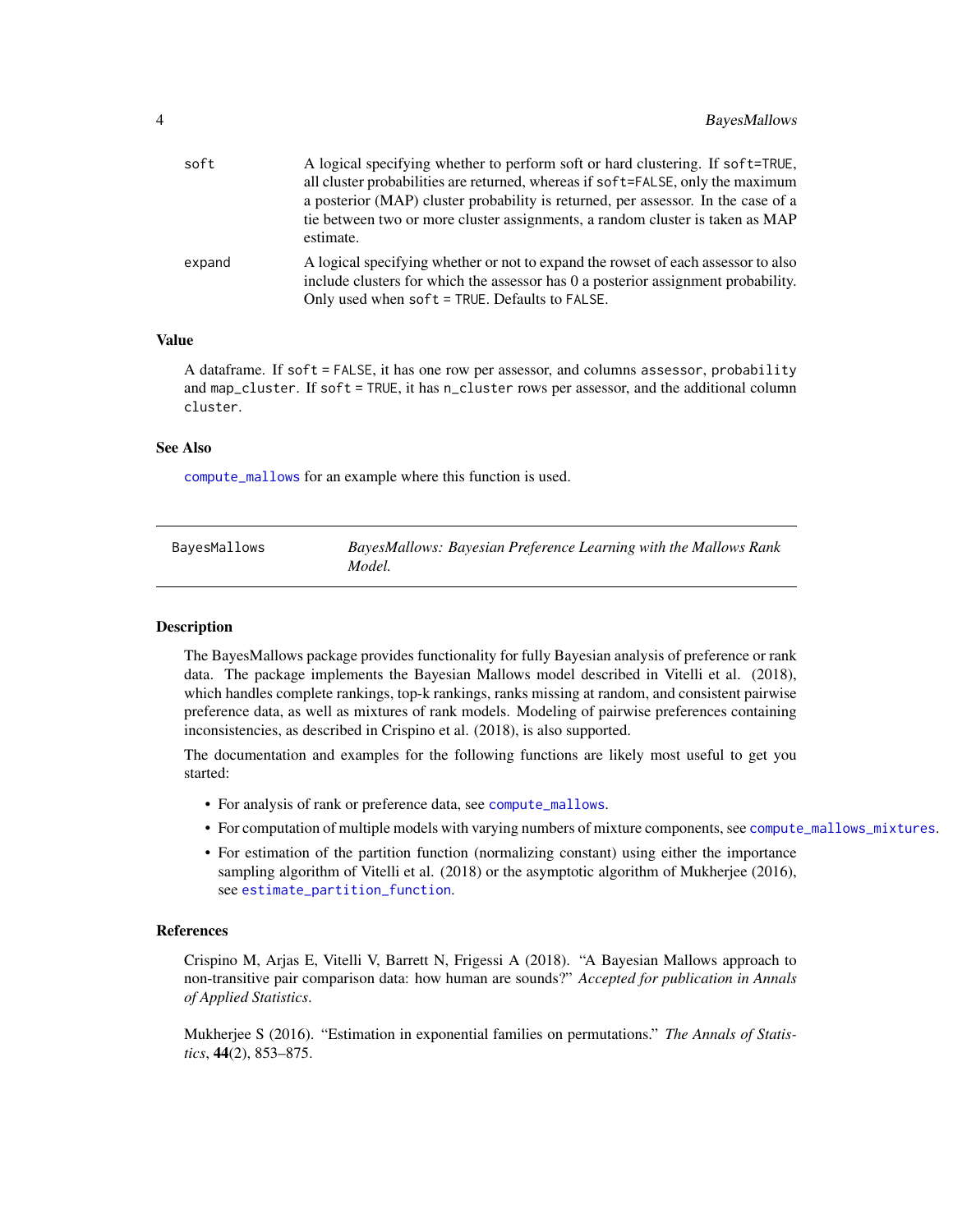| | |
|---|---|
| soft | A logical specifying whether to perform soft or hard clustering. If `soft=TRUE`, all cluster probabilities are returned, whereas if `soft=FALSE`, only the maximum a posterior (MAP) cluster probability is returned, per assessor. In the case of a tie between two or more cluster assignments, a random cluster is taken as MAP estimate. |
| expand | A logical specifying whether or not to expand the rowset of each assessor to also include clusters for which the assessor has 0 a posterior assignment probability. Only used when `soft = TRUE`. Defaults to `FALSE`. |

### Value

A dataframe. If `soft = FALSE`, it has one row per assessor, and columns `assessor`, `probability` and `map_cluster`. If `soft = TRUE`, it has `n_cluster` rows per assessor, and the additional column `cluster`.

### See Also

`compute_mallows` for an example where this function is used.

---

## BayesMallows — *BayesMallows: Bayesian Preference Learning with the Mallows Rank Model.*

### Description

The BayesMallows package provides functionality for fully Bayesian analysis of preference or rank data. The package implements the Bayesian Mallows model described in Vitelli et al. (2018), which handles complete rankings, top-k rankings, ranks missing at random, and consistent pairwise preference data, as well as mixtures of rank models. Modeling of pairwise preferences containing inconsistencies, as described in Crispino et al. (2018), is also supported.

The documentation and examples for the following functions are likely most useful to get you started:

- For analysis of rank or preference data, see `compute_mallows`.
- For computation of multiple models with varying numbers of mixture components, see `compute_mallows_mixtures`.
- For estimation of the partition function (normalizing constant) using either the importance sampling algorithm of Vitelli et al. (2018) or the asymptotic algorithm of Mukherjee (2016), see `estimate_partition_function`.

### References

Crispino M, Arjas E, Vitelli V, Barrett N, Frigessi A (2018). "A Bayesian Mallows approach to non-transitive pair comparison data: how human are sounds?" *Accepted for publication in Annals of Applied Statistics*.

Mukherjee S (2016). "Estimation in exponential families on permutations." *The Annals of Statistics*, **44**(2), 853–875.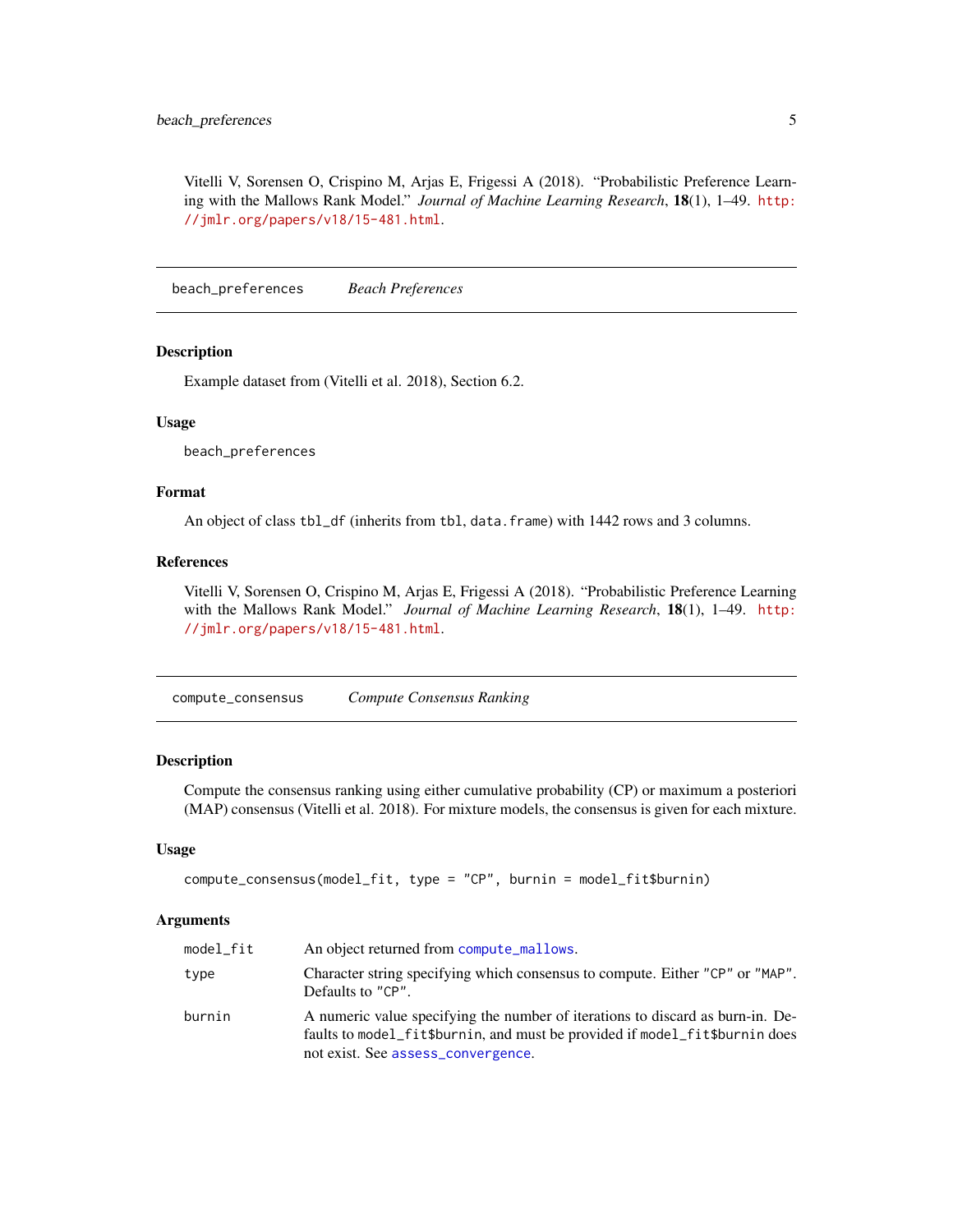Vitelli V, Sorensen O, Crispino M, Arjas E, Frigessi A (2018). "Probabilistic Preference Learning with the Mallows Rank Model." *Journal of Machine Learning Research*, **18**(1), 1–49. http://jmlr.org/papers/v18/15-481.html.

---

## beach_preferences — *Beach Preferences*

### Description

Example dataset from (Vitelli et al. 2018), Section 6.2.

### Usage

```
beach_preferences
```

### Format

An object of class `tbl_df` (inherits from `tbl`, `data.frame`) with 1442 rows and 3 columns.

### References

Vitelli V, Sorensen O, Crispino M, Arjas E, Frigessi A (2018). "Probabilistic Preference Learning with the Mallows Rank Model." *Journal of Machine Learning Research*, **18**(1), 1–49. http://jmlr.org/papers/v18/15-481.html.

---

## compute_consensus — *Compute Consensus Ranking*

### Description

Compute the consensus ranking using either cumulative probability (CP) or maximum a posteriori (MAP) consensus (Vitelli et al. 2018). For mixture models, the consensus is given for each mixture.

### Usage

```
compute_consensus(model_fit, type = "CP", burnin = model_fit$burnin)
```

### Arguments

| | |
|---|---|
| `model_fit` | An object returned from `compute_mallows`. |
| `type` | Character string specifying which consensus to compute. Either `"CP"` or `"MAP"`. Defaults to `"CP"`. |
| `burnin` | A numeric value specifying the number of iterations to discard as burn-in. Defaults to `model_fit$burnin`, and must be provided if `model_fit$burnin` does not exist. See `assess_convergence`. |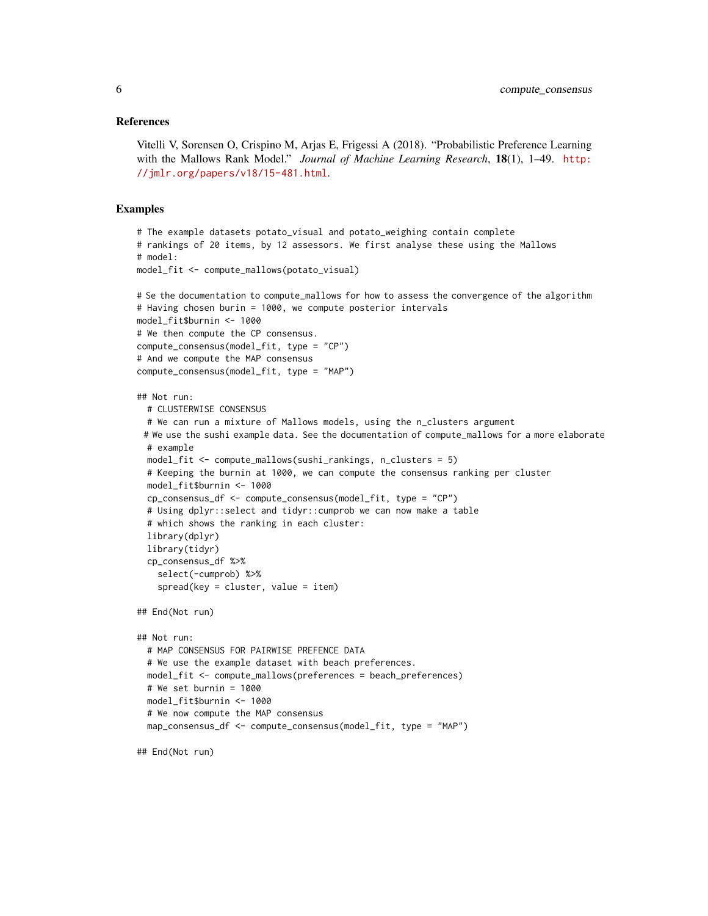## References

Vitelli V, Sorensen O, Crispino M, Arjas E, Frigessi A (2018). "Probabilistic Preference Learning with the Mallows Rank Model." *Journal of Machine Learning Research*, **18**(1), 1–49. http://jmlr.org/papers/v18/15-481.html.

## Examples

```
# The example datasets potato_visual and potato_weighing contain complete
# rankings of 20 items, by 12 assessors. We first analyse these using the Mallows
# model:
model_fit <- compute_mallows(potato_visual)

# Se the documentation to compute_mallows for how to assess the convergence of the algorithm
# Having chosen burin = 1000, we compute posterior intervals
model_fit$burnin <- 1000
# We then compute the CP consensus.
compute_consensus(model_fit, type = "CP")
# And we compute the MAP consensus
compute_consensus(model_fit, type = "MAP")

## Not run:
  # CLUSTERWISE CONSENSUS
  # We can run a mixture of Mallows models, using the n_clusters argument
 # We use the sushi example data. See the documentation of compute_mallows for a more elaborate
  # example
  model_fit <- compute_mallows(sushi_rankings, n_clusters = 5)
  # Keeping the burnin at 1000, we can compute the consensus ranking per cluster
  model_fit$burnin <- 1000
  cp_consensus_df <- compute_consensus(model_fit, type = "CP")
  # Using dplyr::select and tidyr::cumprob we can now make a table
  # which shows the ranking in each cluster:
  library(dplyr)
  library(tidyr)
  cp_consensus_df %>%
    select(-cumprob) %>%
    spread(key = cluster, value = item)

## End(Not run)

## Not run:
  # MAP CONSENSUS FOR PAIRWISE PREFENCE DATA
  # We use the example dataset with beach preferences.
  model_fit <- compute_mallows(preferences = beach_preferences)
  # We set burnin = 1000
  model_fit$burnin <- 1000
  # We now compute the MAP consensus
  map_consensus_df <- compute_consensus(model_fit, type = "MAP")

## End(Not run)
```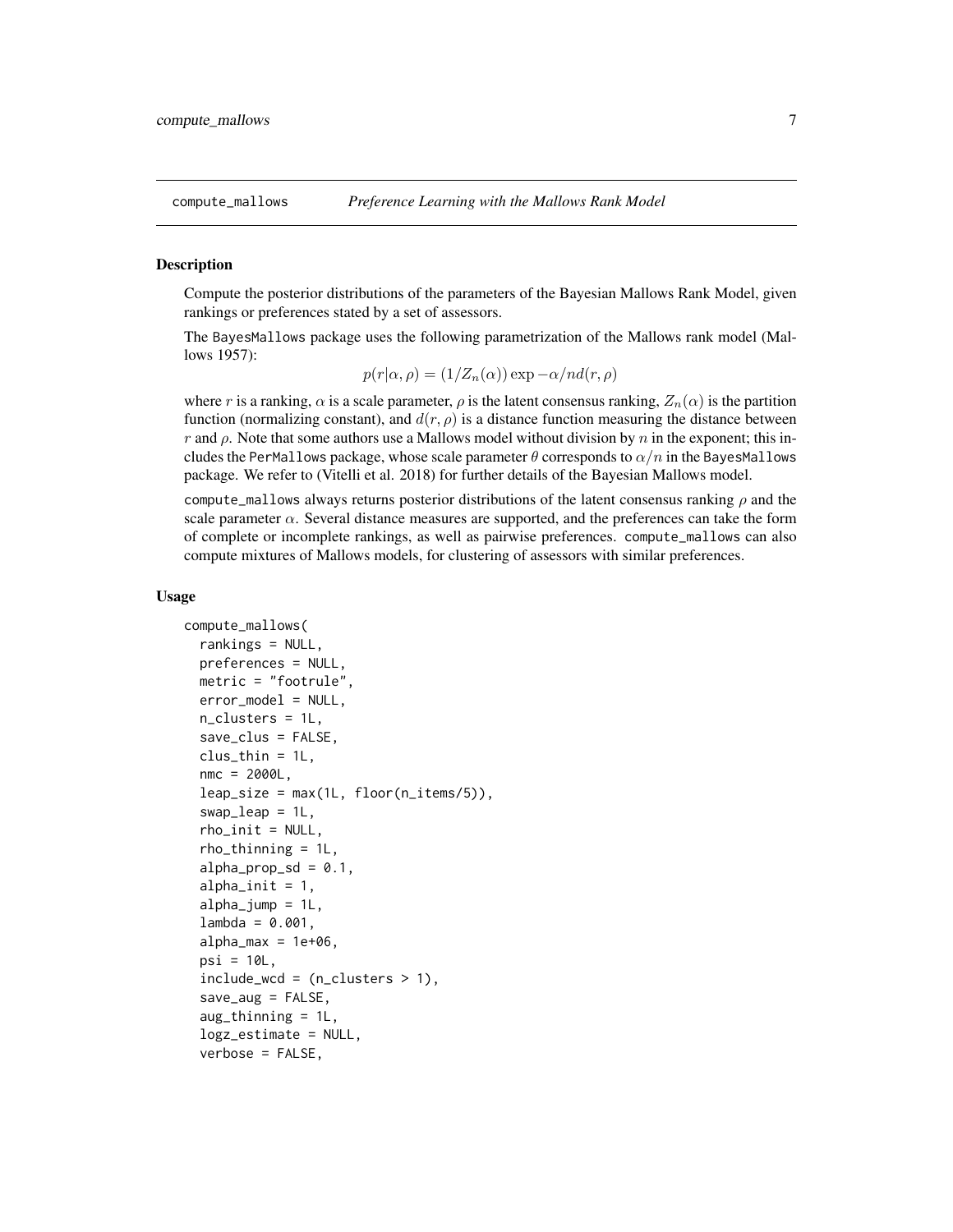## compute_mallows *Preference Learning with the Mallows Rank Model*

### Description

Compute the posterior distributions of the parameters of the Bayesian Mallows Rank Model, given rankings or preferences stated by a set of assessors.

The BayesMallows package uses the following parametrization of the Mallows rank model (Mallows 1957):

$$p(r|\alpha, \rho) = (1/Z_n(\alpha)) \exp -\alpha/n d(r, \rho)$$

where $r$ is a ranking, $\alpha$ is a scale parameter, $\rho$ is the latent consensus ranking, $Z_n(\alpha)$ is the partition function (normalizing constant), and $d(r, \rho)$ is a distance function measuring the distance between $r$ and $\rho$. Note that some authors use a Mallows model without division by $n$ in the exponent; this includes the PerMallows package, whose scale parameter $\theta$ corresponds to $\alpha/n$ in the BayesMallows package. We refer to (Vitelli et al. 2018) for further details of the Bayesian Mallows model.

compute_mallows always returns posterior distributions of the latent consensus ranking $\rho$ and the scale parameter $\alpha$. Several distance measures are supported, and the preferences can take the form of complete or incomplete rankings, as well as pairwise preferences. compute_mallows can also compute mixtures of Mallows models, for clustering of assessors with similar preferences.

### Usage

```
compute_mallows(
  rankings = NULL,
  preferences = NULL,
  metric = "footrule",
  error_model = NULL,
  n_clusters = 1L,
  save_clus = FALSE,
  clus_thin = 1L,
  nmc = 2000L,
  leap_size = max(1L, floor(n_items/5)),
  swap_leap = 1L,
  rho_init = NULL,
  rho_thinning = 1L,
  alpha_prop_sd = 0.1,
  alpha_init = 1,
  alpha_jump = 1L,
  lambda = 0.001,
  alpha_max = 1e+06,
  psi = 10L,
  include_wcd = (n_clusters > 1),
  save_aug = FALSE,
  aug_thinning = 1L,
  logz_estimate = NULL,
  verbose = FALSE,
```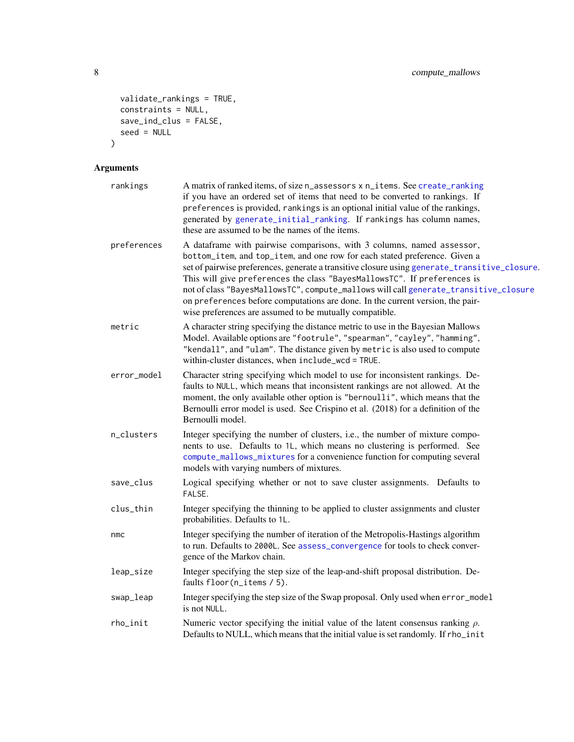```
  validate_rankings = TRUE,
  constraints = NULL,
  save_ind_clus = FALSE,
  seed = NULL
)
```

## Arguments

- `rankings` A matrix of ranked items, of size `n_assessors x n_items`. See `create_ranking` if you have an ordered set of items that need to be converted to rankings. If `preferences` is provided, `rankings` is an optional initial value of the rankings, generated by `generate_initial_ranking`. If `rankings` has column names, these are assumed to be the names of the items.

- `preferences` A dataframe with pairwise comparisons, with 3 columns, named `assessor`, `bottom_item`, and `top_item`, and one row for each stated preference. Given a set of pairwise preferences, generate a transitive closure using `generate_transitive_closure`. This will give `preferences` the class `"BayesMallowsTC"`. If `preferences` is not of class `"BayesMallowsTC"`, `compute_mallows` will call `generate_transitive_closure` on `preferences` before computations are done. In the current version, the pairwise preferences are assumed to be mutually compatible.

- `metric` A character string specifying the distance metric to use in the Bayesian Mallows Model. Available options are `"footrule"`, `"spearman"`, `"cayley"`, `"hamming"`, `"kendall"`, and `"ulam"`. The distance given by `metric` is also used to compute within-cluster distances, when `include_wcd = TRUE`.

- `error_model` Character string specifying which model to use for inconsistent rankings. Defaults to `NULL`, which means that inconsistent rankings are not allowed. At the moment, the only available other option is `"bernoulli"`, which means that the Bernoulli error model is used. See Crispino et al. (2018) for a definition of the Bernoulli model.

- `n_clusters` Integer specifying the number of clusters, i.e., the number of mixture components to use. Defaults to `1L`, which means no clustering is performed. See `compute_mallows_mixtures` for a convenience function for computing several models with varying numbers of mixtures.

- `save_clus` Logical specifying whether or not to save cluster assignments. Defaults to `FALSE`.

- `clus_thin` Integer specifying the thinning to be applied to cluster assignments and cluster probabilities. Defaults to `1L`.

- `nmc` Integer specifying the number of iteration of the Metropolis-Hastings algorithm to run. Defaults to `2000L`. See `assess_convergence` for tools to check convergence of the Markov chain.

- `leap_size` Integer specifying the step size of the leap-and-shift proposal distribution. Defaults `floor(n_items / 5)`.

- `swap_leap` Integer specifying the step size of the Swap proposal. Only used when `error_model` is not `NULL`.

- `rho_init` Numeric vector specifying the initial value of the latent consensus ranking $\rho$. Defaults to NULL, which means that the initial value is set randomly. If `rho_init`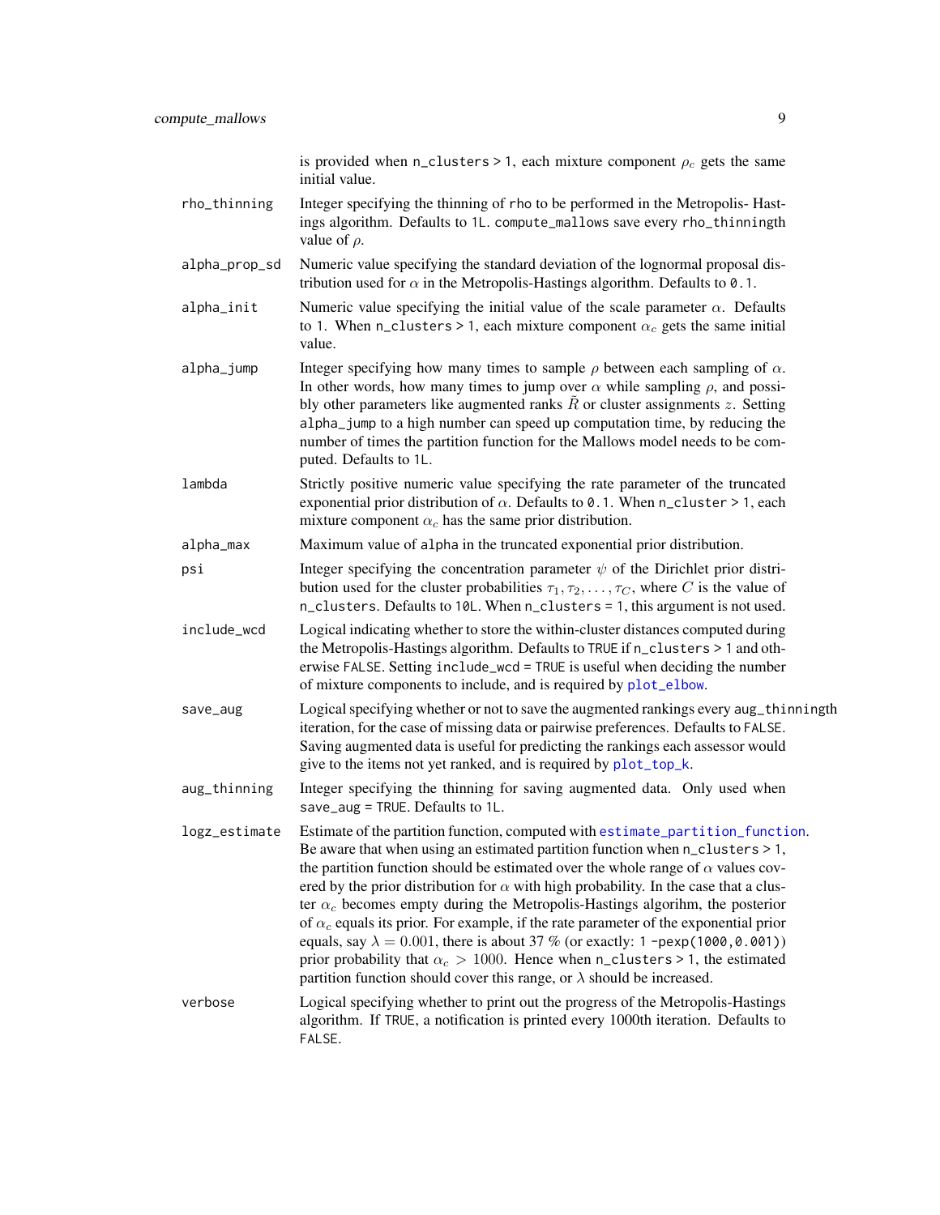is provided when `n_clusters > 1`, each mixture component $\rho_c$ gets the same initial value.

`rho_thinning`
: Integer specifying the thinning of `rho` to be performed in the Metropolis- Hastings algorithm. Defaults to `1L`. `compute_mallows` save every `rho_thinning`th value of $\rho$.

`alpha_prop_sd`
: Numeric value specifying the standard deviation of the lognormal proposal distribution used for $\alpha$ in the Metropolis-Hastings algorithm. Defaults to `0.1`.

`alpha_init`
: Numeric value specifying the initial value of the scale parameter $\alpha$. Defaults to `1`. When `n_clusters > 1`, each mixture component $\alpha_c$ gets the same initial value.

`alpha_jump`
: Integer specifying how many times to sample $\rho$ between each sampling of $\alpha$. In other words, how many times to jump over $\alpha$ while sampling $\rho$, and possibly other parameters like augmented ranks $\tilde{R}$ or cluster assignments $z$. Setting `alpha_jump` to a high number can speed up computation time, by reducing the number of times the partition function for the Mallows model needs to be computed. Defaults to `1L`.

`lambda`
: Strictly positive numeric value specifying the rate parameter of the truncated exponential prior distribution of $\alpha$. Defaults to `0.1`. When `n_cluster > 1`, each mixture component $\alpha_c$ has the same prior distribution.

`alpha_max`
: Maximum value of `alpha` in the truncated exponential prior distribution.

`psi`
: Integer specifying the concentration parameter $\psi$ of the Dirichlet prior distribution used for the cluster probabilities $\tau_1, \tau_2, \dots, \tau_C$, where $C$ is the value of `n_clusters`. Defaults to `10L`. When `n_clusters = 1`, this argument is not used.

`include_wcd`
: Logical indicating whether to store the within-cluster distances computed during the Metropolis-Hastings algorithm. Defaults to `TRUE` if `n_clusters > 1` and otherwise `FALSE`. Setting `include_wcd = TRUE` is useful when deciding the number of mixture components to include, and is required by `plot_elbow`.

`save_aug`
: Logical specifying whether or not to save the augmented rankings every `aug_thinning`th iteration, for the case of missing data or pairwise preferences. Defaults to `FALSE`. Saving augmented data is useful for predicting the rankings each assessor would give to the items not yet ranked, and is required by `plot_top_k`.

`aug_thinning`
: Integer specifying the thinning for saving augmented data. Only used when `save_aug = TRUE`. Defaults to `1L`.

`logz_estimate`
: Estimate of the partition function, computed with `estimate_partition_function`. Be aware that when using an estimated partition function when `n_clusters > 1`, the partition function should be estimated over the whole range of $\alpha$ values covered by the prior distribution for $\alpha$ with high probability. In the case that a cluster $\alpha_c$ becomes empty during the Metropolis-Hastings algorihm, the posterior of $\alpha_c$ equals its prior. For example, if the rate parameter of the exponential prior equals, say $\lambda = 0.001$, there is about 37 % (or exactly: `1 -pexp(1000,0.001)`) prior probability that $\alpha_c > 1000$. Hence when `n_clusters > 1`, the estimated partition function should cover this range, or $\lambda$ should be increased.

`verbose`
: Logical specifying whether to print out the progress of the Metropolis-Hastings algorithm. If `TRUE`, a notification is printed every 1000th iteration. Defaults to `FALSE`.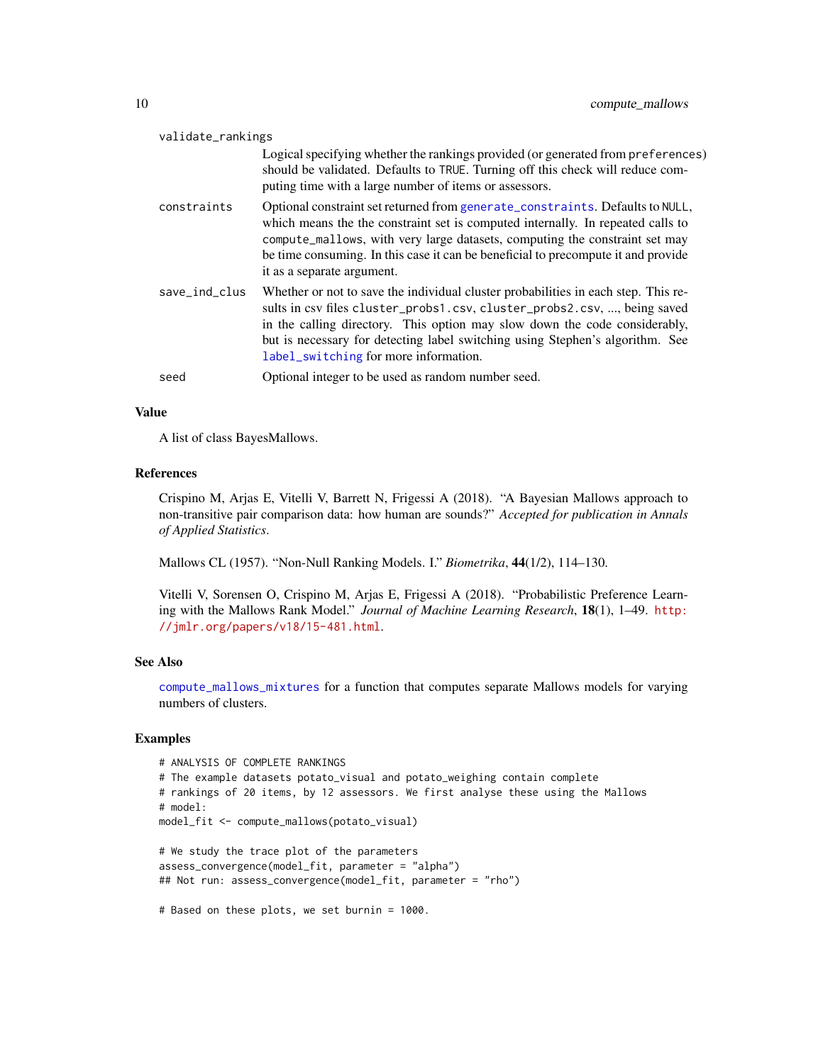validate_rankings
: Logical specifying whether the rankings provided (or generated from preferences) should be validated. Defaults to TRUE. Turning off this check will reduce computing time with a large number of items or assessors.

constraints
: Optional constraint set returned from generate_constraints. Defaults to NULL, which means the the constraint set is computed internally. In repeated calls to compute_mallows, with very large datasets, computing the constraint set may be time consuming. In this case it can be beneficial to precompute it and provide it as a separate argument.

save_ind_clus
: Whether or not to save the individual cluster probabilities in each step. This results in csv files cluster_probs1.csv, cluster_probs2.csv, ..., being saved in the calling directory. This option may slow down the code considerably, but is necessary for detecting label switching using Stephen's algorithm. See label_switching for more information.

seed
: Optional integer to be used as random number seed.

### Value

A list of class BayesMallows.

### References

Crispino M, Arjas E, Vitelli V, Barrett N, Frigessi A (2018). "A Bayesian Mallows approach to non-transitive pair comparison data: how human are sounds?" *Accepted for publication in Annals of Applied Statistics*.

Mallows CL (1957). "Non-Null Ranking Models. I." *Biometrika*, **44**(1/2), 114–130.

Vitelli V, Sorensen O, Crispino M, Arjas E, Frigessi A (2018). "Probabilistic Preference Learning with the Mallows Rank Model." *Journal of Machine Learning Research*, **18**(1), 1–49. http://jmlr.org/papers/v18/15-481.html.

### See Also

compute_mallows_mixtures for a function that computes separate Mallows models for varying numbers of clusters.

### Examples

```
# ANALYSIS OF COMPLETE RANKINGS
# The example datasets potato_visual and potato_weighing contain complete
# rankings of 20 items, by 12 assessors. We first analyse these using the Mallows
# model:
model_fit <- compute_mallows(potato_visual)

# We study the trace plot of the parameters
assess_convergence(model_fit, parameter = "alpha")
## Not run: assess_convergence(model_fit, parameter = "rho")

# Based on these plots, we set burnin = 1000.
```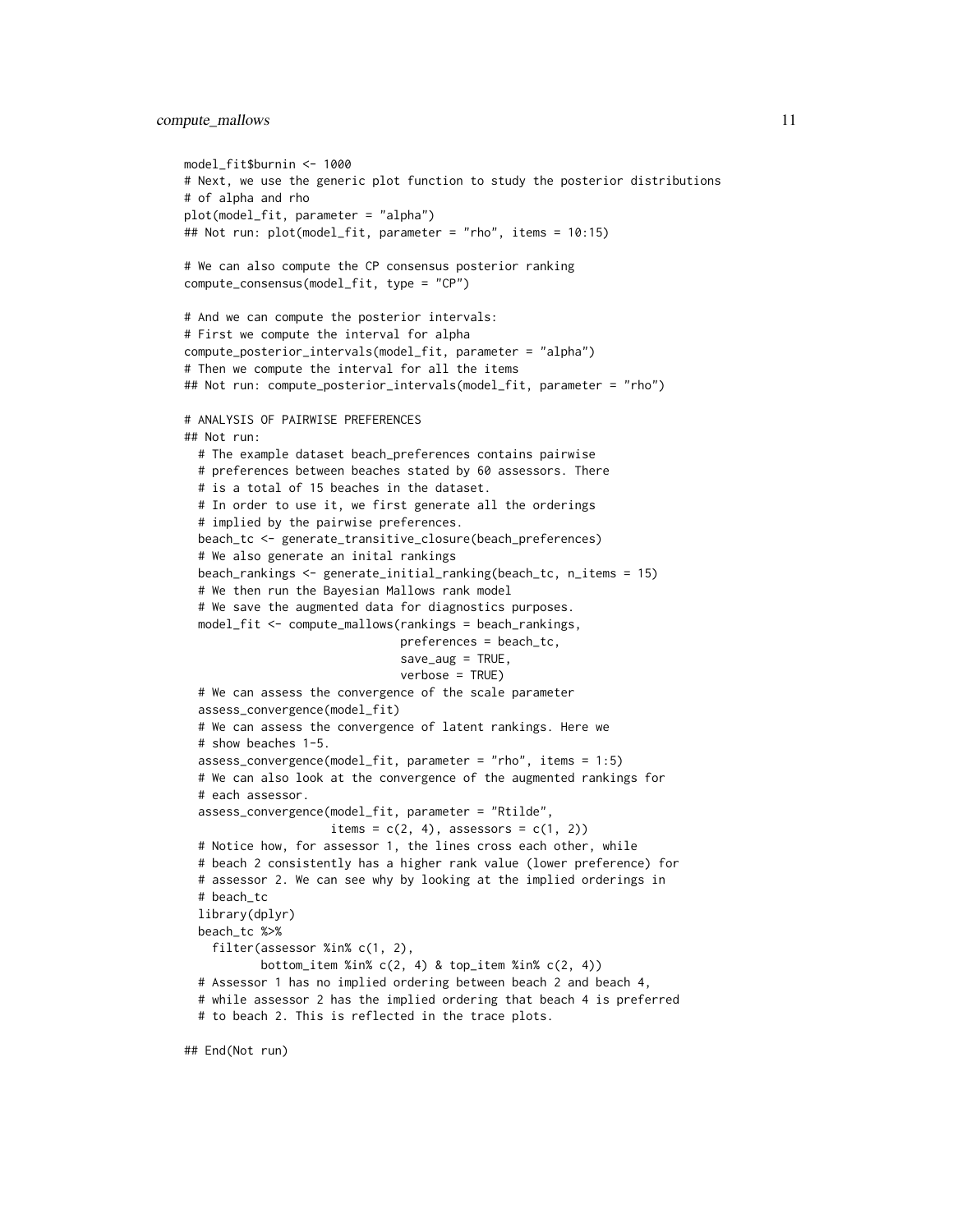```
model_fit$burnin <- 1000
# Next, we use the generic plot function to study the posterior distributions
# of alpha and rho
plot(model_fit, parameter = "alpha")
## Not run: plot(model_fit, parameter = "rho", items = 10:15)

# We can also compute the CP consensus posterior ranking
compute_consensus(model_fit, type = "CP")

# And we can compute the posterior intervals:
# First we compute the interval for alpha
compute_posterior_intervals(model_fit, parameter = "alpha")
# Then we compute the interval for all the items
## Not run: compute_posterior_intervals(model_fit, parameter = "rho")

# ANALYSIS OF PAIRWISE PREFERENCES
## Not run:
  # The example dataset beach_preferences contains pairwise
  # preferences between beaches stated by 60 assessors. There
  # is a total of 15 beaches in the dataset.
  # In order to use it, we first generate all the orderings
  # implied by the pairwise preferences.
  beach_tc <- generate_transitive_closure(beach_preferences)
  # We also generate an inital rankings
  beach_rankings <- generate_initial_ranking(beach_tc, n_items = 15)
  # We then run the Bayesian Mallows rank model
  # We save the augmented data for diagnostics purposes.
  model_fit <- compute_mallows(rankings = beach_rankings,
                               preferences = beach_tc,
                               save_aug = TRUE,
                               verbose = TRUE)
  # We can assess the convergence of the scale parameter
  assess_convergence(model_fit)
  # We can assess the convergence of latent rankings. Here we
  # show beaches 1-5.
  assess_convergence(model_fit, parameter = "rho", items = 1:5)
  # We can also look at the convergence of the augmented rankings for
  # each assessor.
  assess_convergence(model_fit, parameter = "Rtilde",
                     items = c(2, 4), assessors = c(1, 2))
  # Notice how, for assessor 1, the lines cross each other, while
  # beach 2 consistently has a higher rank value (lower preference) for
  # assessor 2. We can see why by looking at the implied orderings in
  # beach_tc
  library(dplyr)
  beach_tc %>%
    filter(assessor %in% c(1, 2),
           bottom_item %in% c(2, 4) & top_item %in% c(2, 4))
  # Assessor 1 has no implied ordering between beach 2 and beach 4,
  # while assessor 2 has the implied ordering that beach 4 is preferred
  # to beach 2. This is reflected in the trace plots.

## End(Not run)
```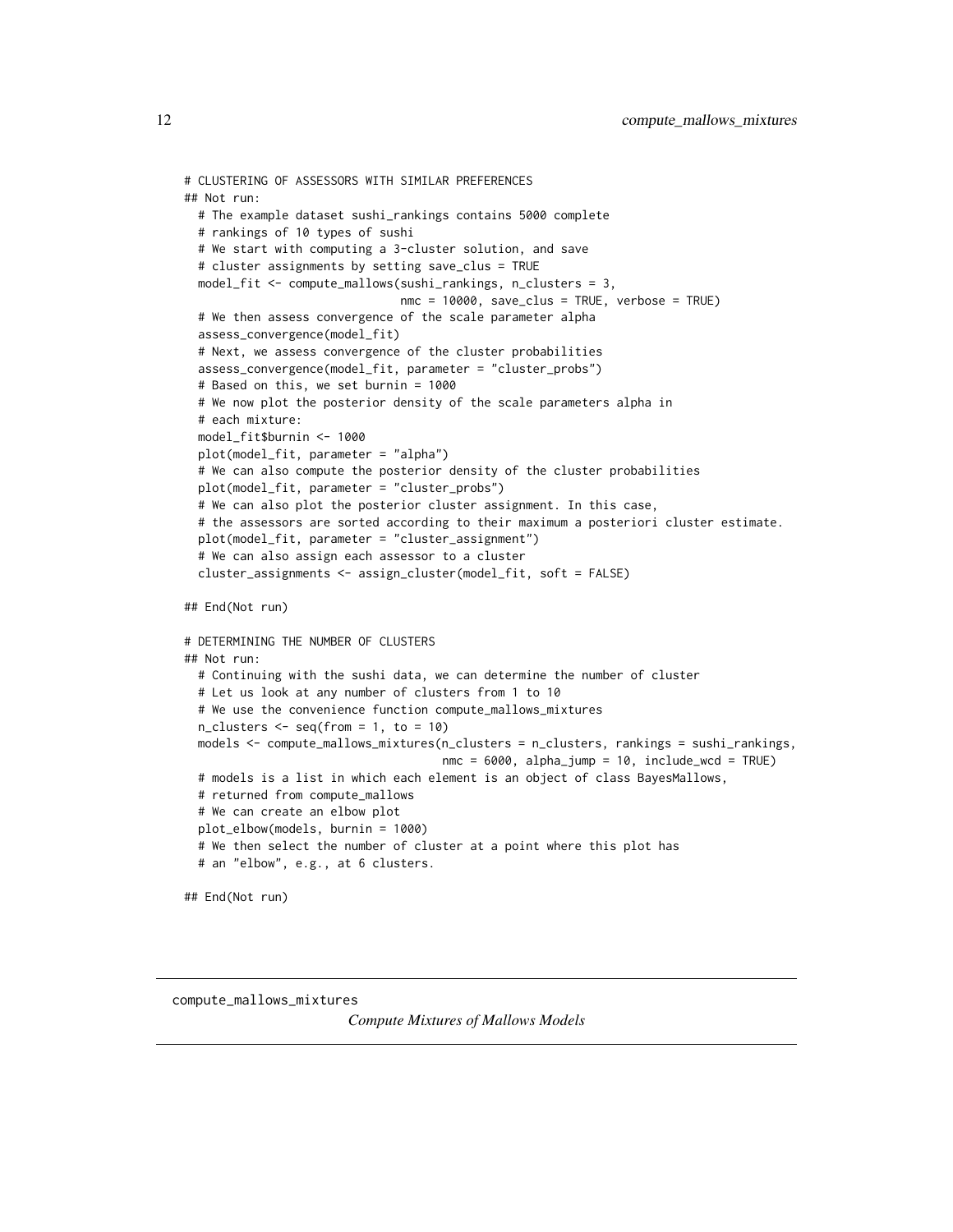```
# CLUSTERING OF ASSESSORS WITH SIMILAR PREFERENCES
## Not run:
  # The example dataset sushi_rankings contains 5000 complete
  # rankings of 10 types of sushi
  # We start with computing a 3-cluster solution, and save
  # cluster assignments by setting save_clus = TRUE
  model_fit <- compute_mallows(sushi_rankings, n_clusters = 3,
                               nmc = 10000, save_clus = TRUE, verbose = TRUE)
  # We then assess convergence of the scale parameter alpha
  assess_convergence(model_fit)
  # Next, we assess convergence of the cluster probabilities
  assess_convergence(model_fit, parameter = "cluster_probs")
  # Based on this, we set burnin = 1000
  # We now plot the posterior density of the scale parameters alpha in
  # each mixture:
  model_fit$burnin <- 1000
  plot(model_fit, parameter = "alpha")
  # We can also compute the posterior density of the cluster probabilities
  plot(model_fit, parameter = "cluster_probs")
  # We can also plot the posterior cluster assignment. In this case,
  # the assessors are sorted according to their maximum a posteriori cluster estimate.
  plot(model_fit, parameter = "cluster_assignment")
  # We can also assign each assessor to a cluster
  cluster_assignments <- assign_cluster(model_fit, soft = FALSE)

## End(Not run)

# DETERMINING THE NUMBER OF CLUSTERS
## Not run:
  # Continuing with the sushi data, we can determine the number of cluster
  # Let us look at any number of clusters from 1 to 10
  # We use the convenience function compute_mallows_mixtures
  n_clusters <- seq(from = 1, to = 10)
  models <- compute_mallows_mixtures(n_clusters = n_clusters, rankings = sushi_rankings,
                                     nmc = 6000, alpha_jump = 10, include_wcd = TRUE)
  # models is a list in which each element is an object of class BayesMallows,
  # returned from compute_mallows
  # We can create an elbow plot
  plot_elbow(models, burnin = 1000)
  # We then select the number of cluster at a point where this plot has
  # an "elbow", e.g., at 6 clusters.

## End(Not run)
```

---

compute_mallows_mixtures    *Compute Mixtures of Mallows Models*

---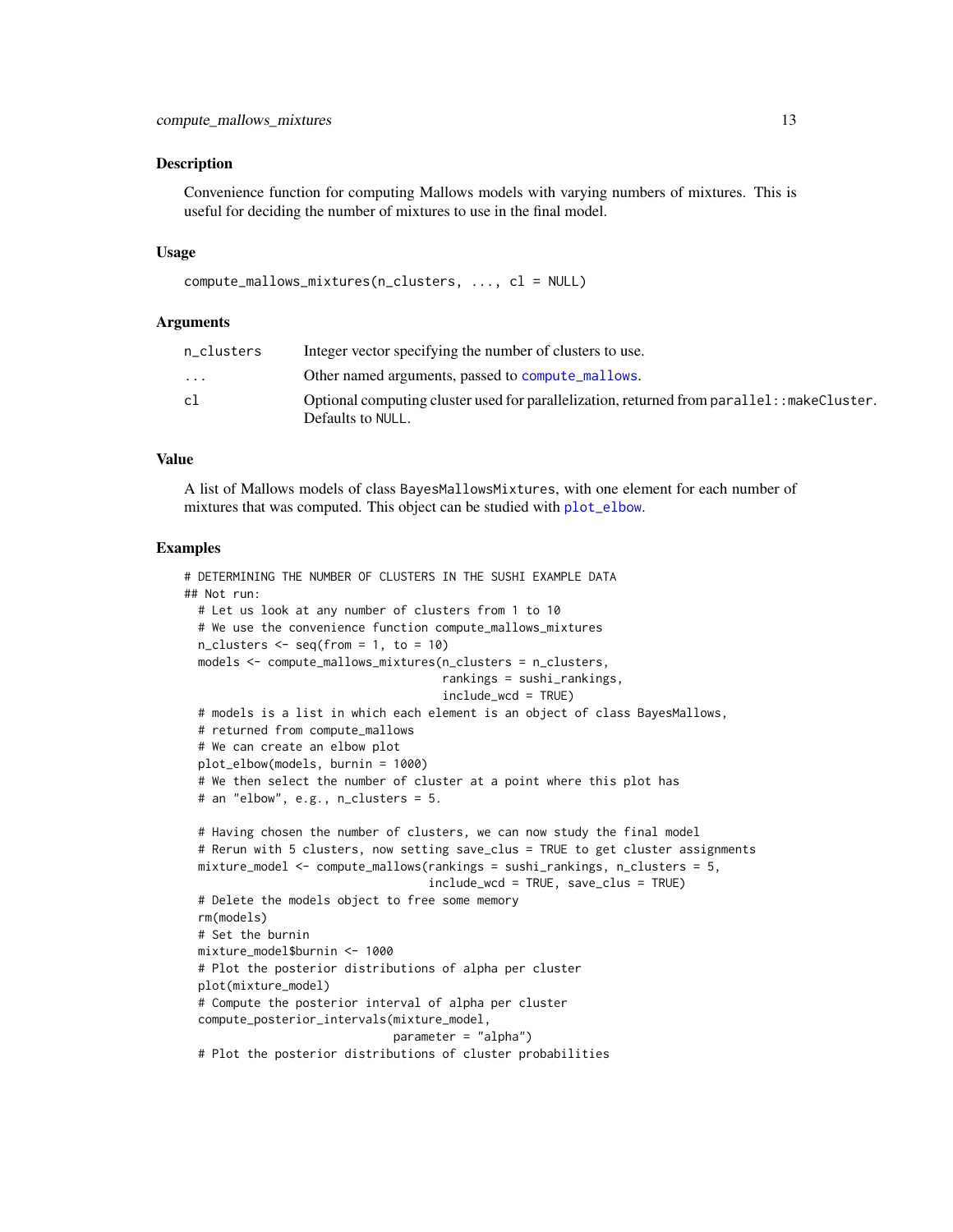### Description

Convenience function for computing Mallows models with varying numbers of mixtures. This is useful for deciding the number of mixtures to use in the final model.

### Usage

```
compute_mallows_mixtures(n_clusters, ..., cl = NULL)
```

### Arguments

| | |
|---|---|
| `n_clusters` | Integer vector specifying the number of clusters to use. |
| `...` | Other named arguments, passed to `compute_mallows`. |
| `cl` | Optional computing cluster used for parallelization, returned from `parallel::makeCluster`. Defaults to `NULL`. |

### Value

A list of Mallows models of class `BayesMallowsMixtures`, with one element for each number of mixtures that was computed. This object can be studied with `plot_elbow`.

### Examples

```
# DETERMINING THE NUMBER OF CLUSTERS IN THE SUSHI EXAMPLE DATA
## Not run:
  # Let us look at any number of clusters from 1 to 10
  # We use the convenience function compute_mallows_mixtures
  n_clusters <- seq(from = 1, to = 10)
  models <- compute_mallows_mixtures(n_clusters = n_clusters,
                                     rankings = sushi_rankings,
                                     include_wcd = TRUE)
  # models is a list in which each element is an object of class BayesMallows,
  # returned from compute_mallows
  # We can create an elbow plot
  plot_elbow(models, burnin = 1000)
  # We then select the number of cluster at a point where this plot has
  # an "elbow", e.g., n_clusters = 5.

  # Having chosen the number of clusters, we can now study the final model
  # Rerun with 5 clusters, now setting save_clus = TRUE to get cluster assignments
  mixture_model <- compute_mallows(rankings = sushi_rankings, n_clusters = 5,
                                   include_wcd = TRUE, save_clus = TRUE)
  # Delete the models object to free some memory
  rm(models)
  # Set the burnin
  mixture_model$burnin <- 1000
  # Plot the posterior distributions of alpha per cluster
  plot(mixture_model)
  # Compute the posterior interval of alpha per cluster
  compute_posterior_intervals(mixture_model,
                              parameter = "alpha")
  # Plot the posterior distributions of cluster probabilities
```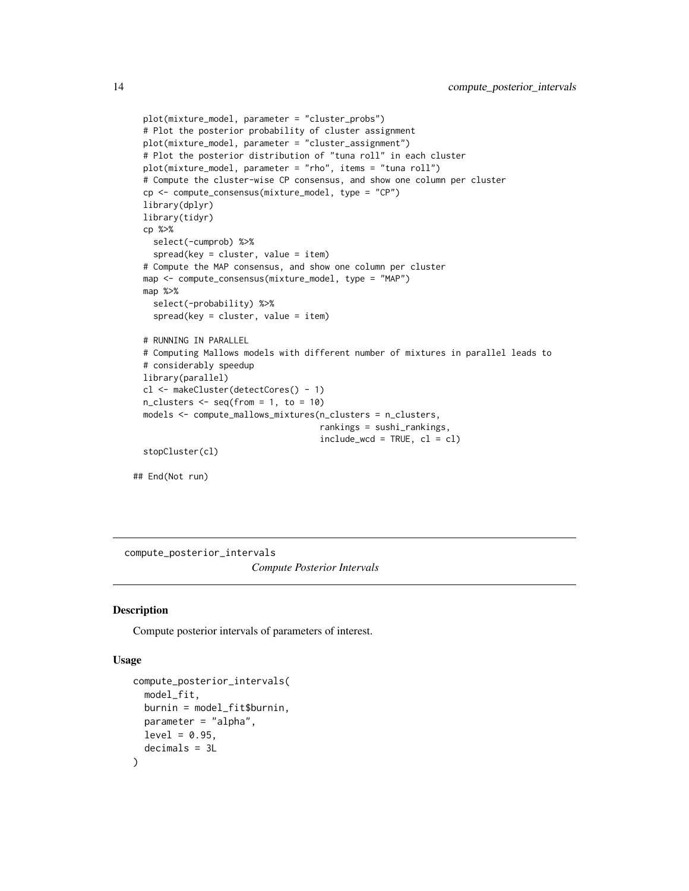```
  plot(mixture_model, parameter = "cluster_probs")
  # Plot the posterior probability of cluster assignment
  plot(mixture_model, parameter = "cluster_assignment")
  # Plot the posterior distribution of "tuna roll" in each cluster
  plot(mixture_model, parameter = "rho", items = "tuna roll")
  # Compute the cluster-wise CP consensus, and show one column per cluster
  cp <- compute_consensus(mixture_model, type = "CP")
  library(dplyr)
  library(tidyr)
  cp %>%
    select(-cumprob) %>%
    spread(key = cluster, value = item)
  # Compute the MAP consensus, and show one column per cluster
  map <- compute_consensus(mixture_model, type = "MAP")
  map %>%
    select(-probability) %>%
    spread(key = cluster, value = item)

  # RUNNING IN PARALLEL
  # Computing Mallows models with different number of mixtures in parallel leads to
  # considerably speedup
  library(parallel)
  cl <- makeCluster(detectCores() - 1)
  n_clusters <- seq(from = 1, to = 10)
  models <- compute_mallows_mixtures(n_clusters = n_clusters,
                                     rankings = sushi_rankings,
                                     include_wcd = TRUE, cl = cl)
  stopCluster(cl)

## End(Not run)
```

## compute_posterior_intervals

*Compute Posterior Intervals*

### Description

Compute posterior intervals of parameters of interest.

### Usage

```
compute_posterior_intervals(
  model_fit,
  burnin = model_fit$burnin,
  parameter = "alpha",
  level = 0.95,
  decimals = 3L
)
```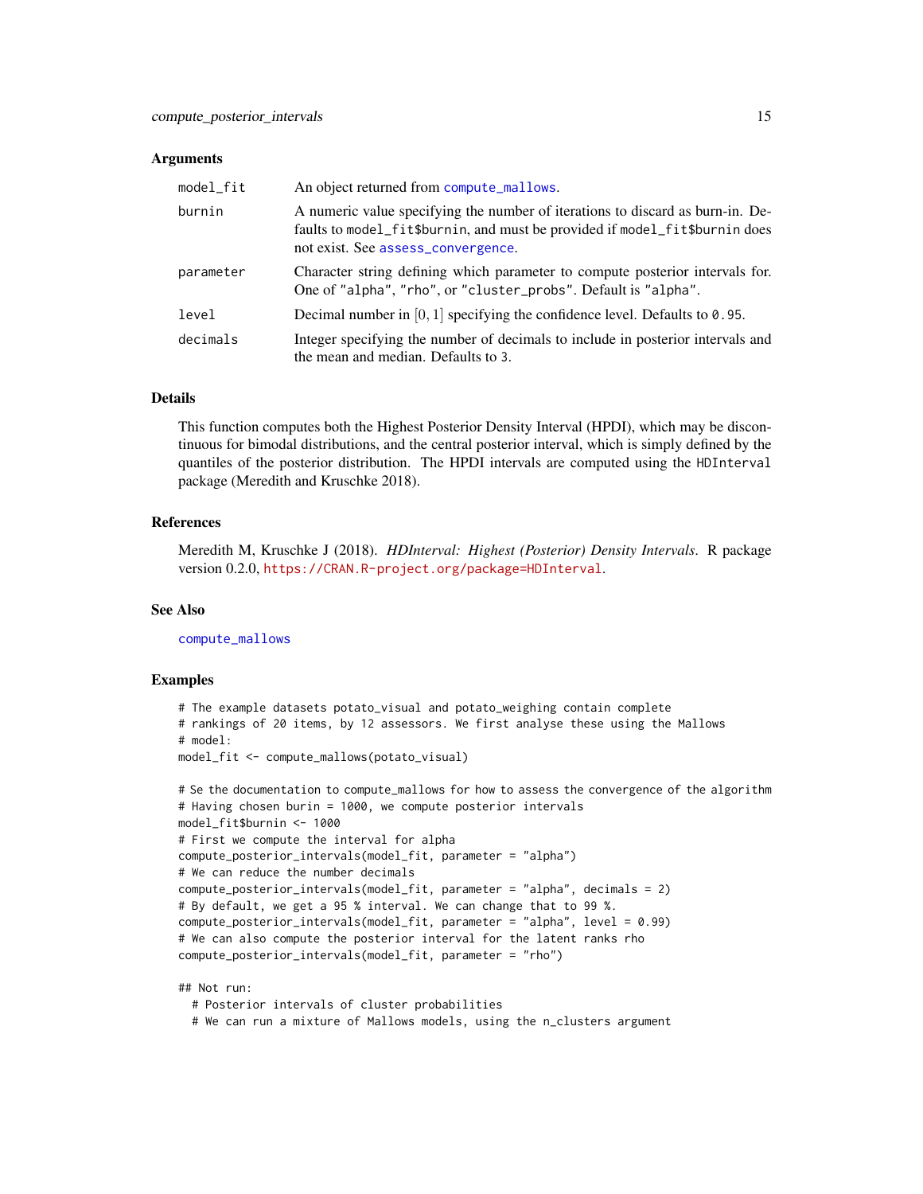### Arguments

| | |
|---|---|
| `model_fit` | An object returned from `compute_mallows`. |
| `burnin` | A numeric value specifying the number of iterations to discard as burn-in. Defaults to `model_fit$burnin`, and must be provided if `model_fit$burnin` does not exist. See `assess_convergence`. |
| `parameter` | Character string defining which parameter to compute posterior intervals for. One of `"alpha"`, `"rho"`, or `"cluster_probs"`. Default is `"alpha"`. |
| `level` | Decimal number in $[0, 1]$ specifying the confidence level. Defaults to `0.95`. |
| `decimals` | Integer specifying the number of decimals to include in posterior intervals and the mean and median. Defaults to `3`. |

### Details

This function computes both the Highest Posterior Density Interval (HPDI), which may be discontinuous for bimodal distributions, and the central posterior interval, which is simply defined by the quantiles of the posterior distribution. The HPDI intervals are computed using the `HDInterval` package (Meredith and Kruschke 2018).

### References

Meredith M, Kruschke J (2018). *HDInterval: Highest (Posterior) Density Intervals*. R package version 0.2.0, https://CRAN.R-project.org/package=HDInterval.

### See Also

`compute_mallows`

### Examples

```
# The example datasets potato_visual and potato_weighing contain complete
# rankings of 20 items, by 12 assessors. We first analyse these using the Mallows
# model:
model_fit <- compute_mallows(potato_visual)

# Se the documentation to compute_mallows for how to assess the convergence of the algorithm
# Having chosen burin = 1000, we compute posterior intervals
model_fit$burnin <- 1000
# First we compute the interval for alpha
compute_posterior_intervals(model_fit, parameter = "alpha")
# We can reduce the number decimals
compute_posterior_intervals(model_fit, parameter = "alpha", decimals = 2)
# By default, we get a 95 % interval. We can change that to 99 %.
compute_posterior_intervals(model_fit, parameter = "alpha", level = 0.99)
# We can also compute the posterior interval for the latent ranks rho
compute_posterior_intervals(model_fit, parameter = "rho")

## Not run:
  # Posterior intervals of cluster probabilities
  # We can run a mixture of Mallows models, using the n_clusters argument
```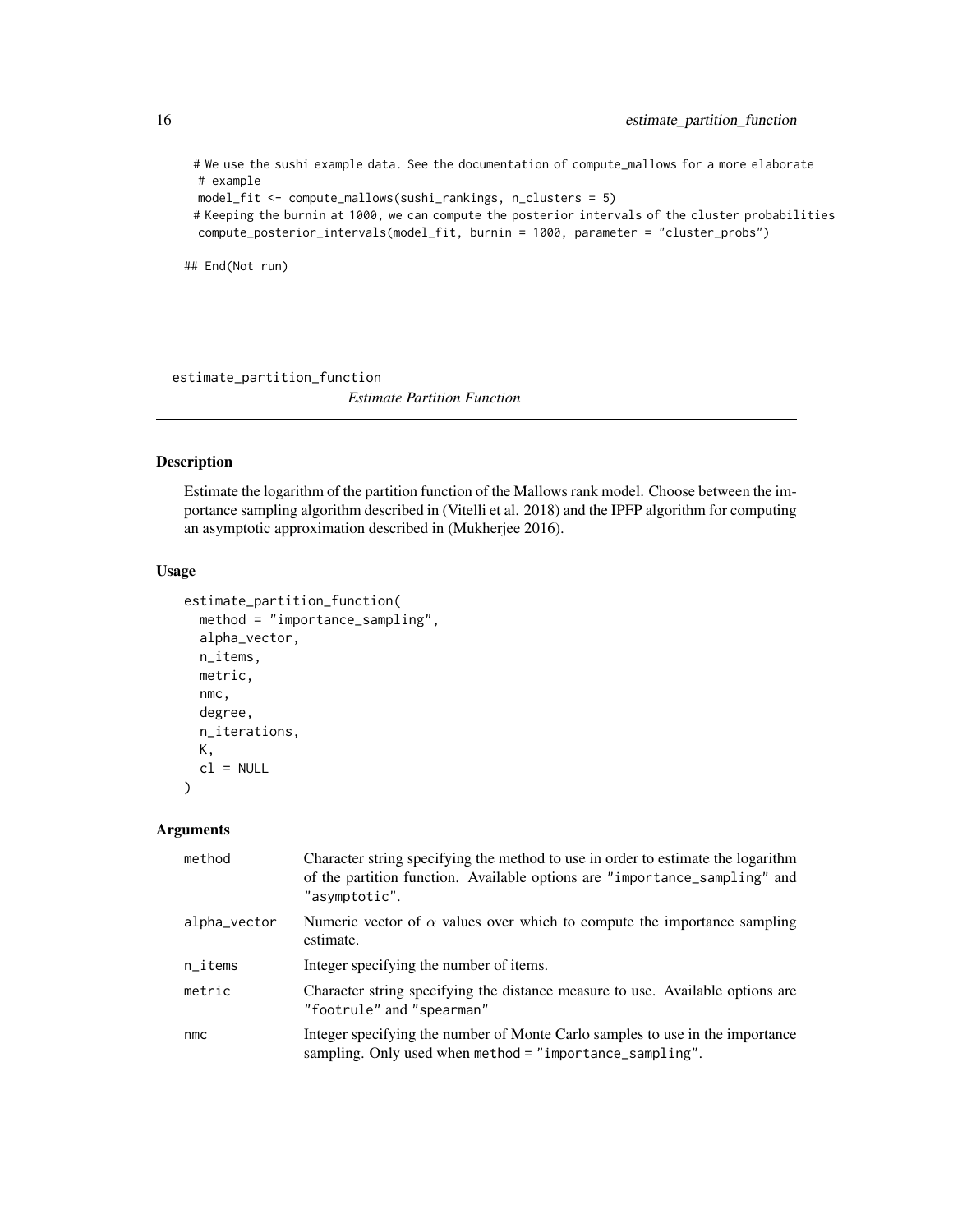```
  # We use the sushi example data. See the documentation of compute_mallows for a more elaborate
  # example
  model_fit <- compute_mallows(sushi_rankings, n_clusters = 5)
  # Keeping the burnin at 1000, we can compute the posterior intervals of the cluster probabilities
  compute_posterior_intervals(model_fit, burnin = 1000, parameter = "cluster_probs")

## End(Not run)
```

---

## estimate_partition_function

*Estimate Partition Function*

---

### Description

Estimate the logarithm of the partition function of the Mallows rank model. Choose between the importance sampling algorithm described in (Vitelli et al. 2018) and the IPFP algorithm for computing an asymptotic approximation described in (Mukherjee 2016).

### Usage

```
estimate_partition_function(
  method = "importance_sampling",
  alpha_vector,
  n_items,
  metric,
  nmc,
  degree,
  n_iterations,
  K,
  cl = NULL
)
```

### Arguments

| | |
|---|---|
| `method` | Character string specifying the method to use in order to estimate the logarithm of the partition function. Available options are `"importance_sampling"` and `"asymptotic"`. |
| `alpha_vector` | Numeric vector of $\alpha$ values over which to compute the importance sampling estimate. |
| `n_items` | Integer specifying the number of items. |
| `metric` | Character string specifying the distance measure to use. Available options are `"footrule"` and `"spearman"` |
| `nmc` | Integer specifying the number of Monte Carlo samples to use in the importance sampling. Only used when `method = "importance_sampling"`. |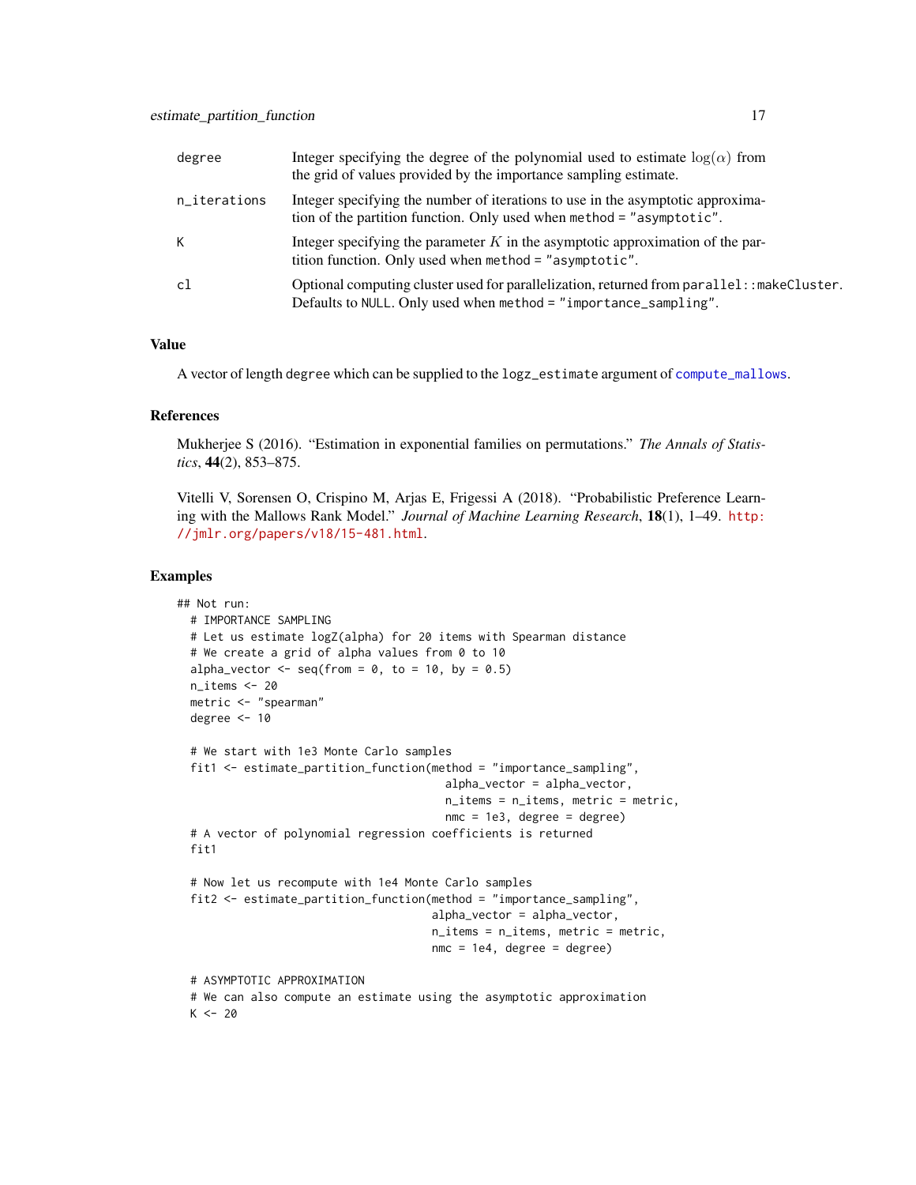| | |
|---|---|
| degree | Integer specifying the degree of the polynomial used to estimate $\log(\alpha)$ from the grid of values provided by the importance sampling estimate. |
| n_iterations | Integer specifying the number of iterations to use in the asymptotic approximation of the partition function. Only used when method = "asymptotic". |
| K | Integer specifying the parameter $K$ in the asymptotic approximation of the partition function. Only used when method = "asymptotic". |
| cl | Optional computing cluster used for parallelization, returned from parallel::makeCluster. Defaults to NULL. Only used when method = "importance_sampling". |

## Value

A vector of length degree which can be supplied to the logz_estimate argument of compute_mallows.

## References

Mukherjee S (2016). "Estimation in exponential families on permutations." *The Annals of Statistics*, **44**(2), 853–875.

Vitelli V, Sorensen O, Crispino M, Arjas E, Frigessi A (2018). "Probabilistic Preference Learning with the Mallows Rank Model." *Journal of Machine Learning Research*, **18**(1), 1–49. http://jmlr.org/papers/v18/15-481.html.

## Examples

```
## Not run:
  # IMPORTANCE SAMPLING
  # Let us estimate logZ(alpha) for 20 items with Spearman distance
  # We create a grid of alpha values from 0 to 10
  alpha_vector <- seq(from = 0, to = 10, by = 0.5)
  n_items <- 20
  metric <- "spearman"
  degree <- 10

  # We start with 1e3 Monte Carlo samples
  fit1 <- estimate_partition_function(method = "importance_sampling",
                                        alpha_vector = alpha_vector,
                                        n_items = n_items, metric = metric,
                                        nmc = 1e3, degree = degree)
  # A vector of polynomial regression coefficients is returned
  fit1

  # Now let us recompute with 1e4 Monte Carlo samples
  fit2 <- estimate_partition_function(method = "importance_sampling",
                                      alpha_vector = alpha_vector,
                                      n_items = n_items, metric = metric,
                                      nmc = 1e4, degree = degree)

  # ASYMPTOTIC APPROXIMATION
  # We can also compute an estimate using the asymptotic approximation
  K <- 20
```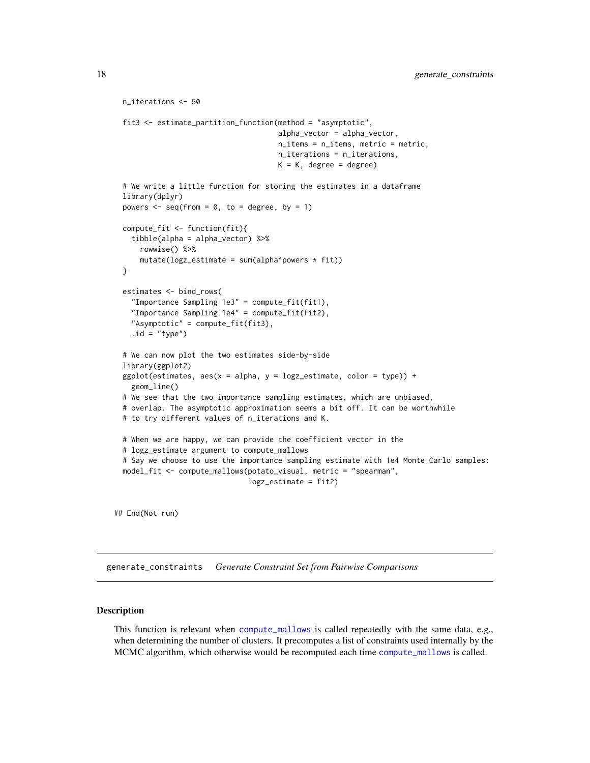```
n_iterations <- 50

fit3 <- estimate_partition_function(method = "asymptotic",
                                    alpha_vector = alpha_vector,
                                    n_items = n_items, metric = metric,
                                    n_iterations = n_iterations,
                                    K = K, degree = degree)

# We write a little function for storing the estimates in a dataframe
library(dplyr)
powers <- seq(from = 0, to = degree, by = 1)

compute_fit <- function(fit){
  tibble(alpha = alpha_vector) %>%
    rowwise() %>%
    mutate(logz_estimate = sum(alpha^powers * fit))
}

estimates <- bind_rows(
  "Importance Sampling 1e3" = compute_fit(fit1),
  "Importance Sampling 1e4" = compute_fit(fit2),
  "Asymptotic" = compute_fit(fit3),
  .id = "type")

# We can now plot the two estimates side-by-side
library(ggplot2)
ggplot(estimates, aes(x = alpha, y = logz_estimate, color = type)) +
  geom_line()
# We see that the two importance sampling estimates, which are unbiased,
# overlap. The asymptotic approximation seems a bit off. It can be worthwhile
# to try different values of n_iterations and K.

# When we are happy, we can provide the coefficient vector in the
# logz_estimate argument to compute_mallows
# Say we choose to use the importance sampling estimate with 1e4 Monte Carlo samples:
model_fit <- compute_mallows(potato_visual, metric = "spearman",
                             logz_estimate = fit2)


## End(Not run)
```

---

## generate_constraints    *Generate Constraint Set from Pairwise Comparisons*

---

### Description

This function is relevant when `compute_mallows` is called repeatedly with the same data, e.g., when determining the number of clusters. It precomputes a list of constraints used internally by the MCMC algorithm, which otherwise would be recomputed each time `compute_mallows` is called.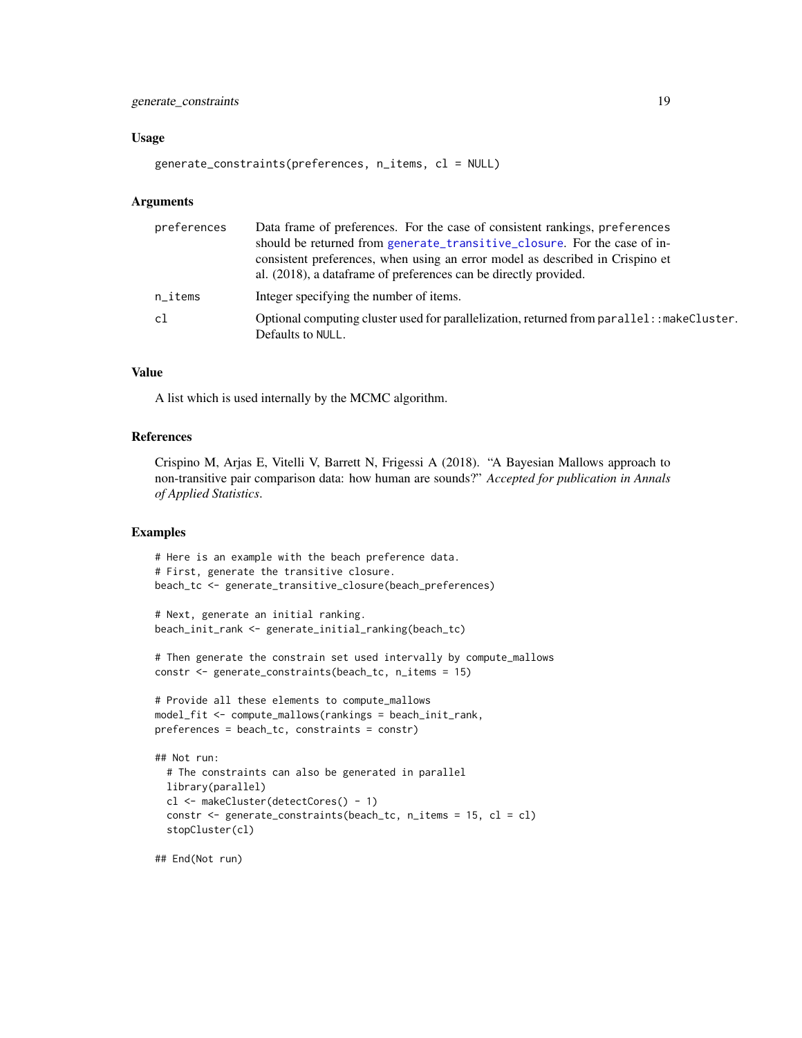## Usage

```
generate_constraints(preferences, n_items, cl = NULL)
```

## Arguments

| | |
|---|---|
| preferences | Data frame of preferences. For the case of consistent rankings, preferences should be returned from generate_transitive_closure. For the case of inconsistent preferences, when using an error model as described in Crispino et al. (2018), a dataframe of preferences can be directly provided. |
| n_items | Integer specifying the number of items. |
| cl | Optional computing cluster used for parallelization, returned from parallel::makeCluster. Defaults to NULL. |

## Value

A list which is used internally by the MCMC algorithm.

## References

Crispino M, Arjas E, Vitelli V, Barrett N, Frigessi A (2018). "A Bayesian Mallows approach to non-transitive pair comparison data: how human are sounds?" *Accepted for publication in Annals of Applied Statistics*.

## Examples

```
# Here is an example with the beach preference data.
# First, generate the transitive closure.
beach_tc <- generate_transitive_closure(beach_preferences)

# Next, generate an initial ranking.
beach_init_rank <- generate_initial_ranking(beach_tc)

# Then generate the constrain set used intervally by compute_mallows
constr <- generate_constraints(beach_tc, n_items = 15)

# Provide all these elements to compute_mallows
model_fit <- compute_mallows(rankings = beach_init_rank,
preferences = beach_tc, constraints = constr)

## Not run:
  # The constraints can also be generated in parallel
  library(parallel)
  cl <- makeCluster(detectCores() - 1)
  constr <- generate_constraints(beach_tc, n_items = 15, cl = cl)
  stopCluster(cl)

## End(Not run)
```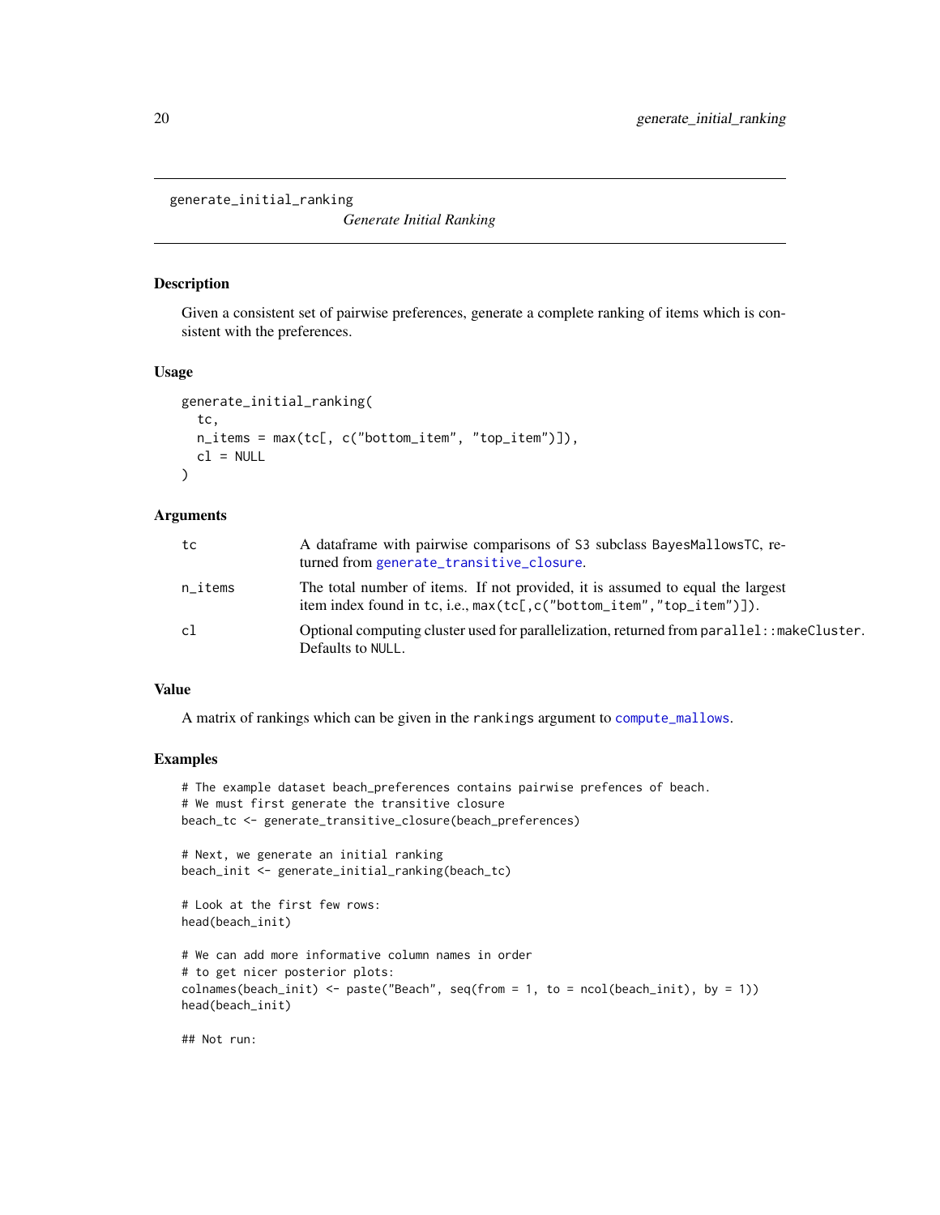generate_initial_ranking

*Generate Initial Ranking*

### Description

Given a consistent set of pairwise preferences, generate a complete ranking of items which is consistent with the preferences.

### Usage

```
generate_initial_ranking(
  tc,
  n_items = max(tc[, c("bottom_item", "top_item")]),
  cl = NULL
)
```

### Arguments

| | |
|---|---|
| tc | A dataframe with pairwise comparisons of S3 subclass BayesMallowsTC, returned from generate_transitive_closure. |
| n_items | The total number of items. If not provided, it is assumed to equal the largest item index found in tc, i.e., max(tc[,c("bottom_item","top_item")]). |
| cl | Optional computing cluster used for parallelization, returned from parallel::makeCluster. Defaults to NULL. |

### Value

A matrix of rankings which can be given in the rankings argument to compute_mallows.

### Examples

```
# The example dataset beach_preferences contains pairwise prefences of beach.
# We must first generate the transitive closure
beach_tc <- generate_transitive_closure(beach_preferences)

# Next, we generate an initial ranking
beach_init <- generate_initial_ranking(beach_tc)

# Look at the first few rows:
head(beach_init)

# We can add more informative column names in order
# to get nicer posterior plots:
colnames(beach_init) <- paste("Beach", seq(from = 1, to = ncol(beach_init), by = 1))
head(beach_init)

## Not run:
```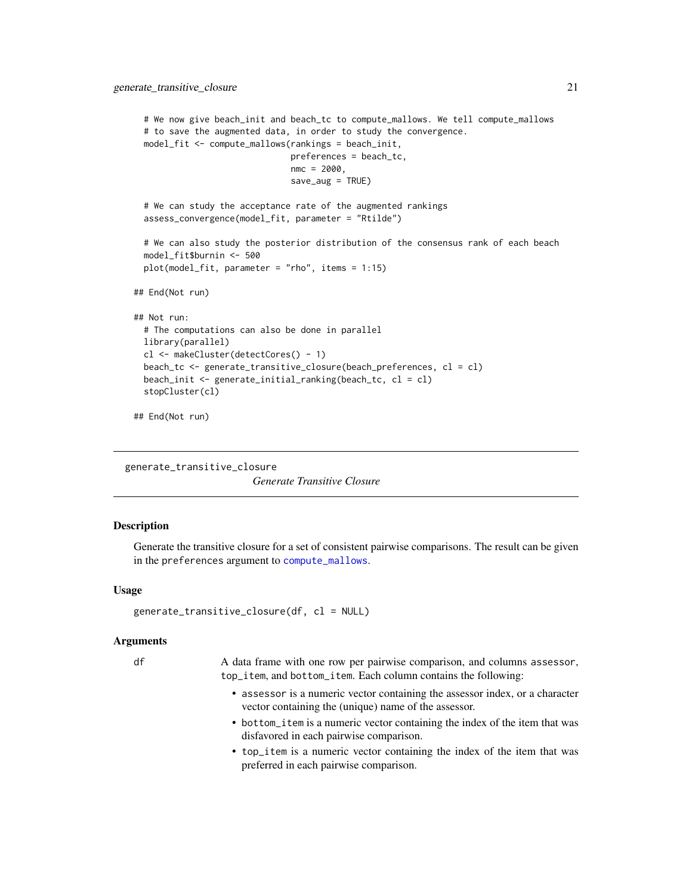```
  # We now give beach_init and beach_tc to compute_mallows. We tell compute_mallows
  # to save the augmented data, in order to study the convergence.
  model_fit <- compute_mallows(rankings = beach_init,
                               preferences = beach_tc,
                               nmc = 2000,
                               save_aug = TRUE)

  # We can study the acceptance rate of the augmented rankings
  assess_convergence(model_fit, parameter = "Rtilde")

  # We can also study the posterior distribution of the consensus rank of each beach
  model_fit$burnin <- 500
  plot(model_fit, parameter = "rho", items = 1:15)

## End(Not run)

## Not run:
  # The computations can also be done in parallel
  library(parallel)
  cl <- makeCluster(detectCores() - 1)
  beach_tc <- generate_transitive_closure(beach_preferences, cl = cl)
  beach_init <- generate_initial_ranking(beach_tc, cl = cl)
  stopCluster(cl)

## End(Not run)
```

---

generate_transitive_closure

*Generate Transitive Closure*

---

### Description

Generate the transitive closure for a set of consistent pairwise comparisons. The result can be given in the preferences argument to compute_mallows.

### Usage

```
generate_transitive_closure(df, cl = NULL)
```

### Arguments

df — A data frame with one row per pairwise comparison, and columns assessor, top_item, and bottom_item. Each column contains the following:

- assessor is a numeric vector containing the assessor index, or a character vector containing the (unique) name of the assessor.
- bottom_item is a numeric vector containing the index of the item that was disfavored in each pairwise comparison.
- top_item is a numeric vector containing the index of the item that was preferred in each pairwise comparison.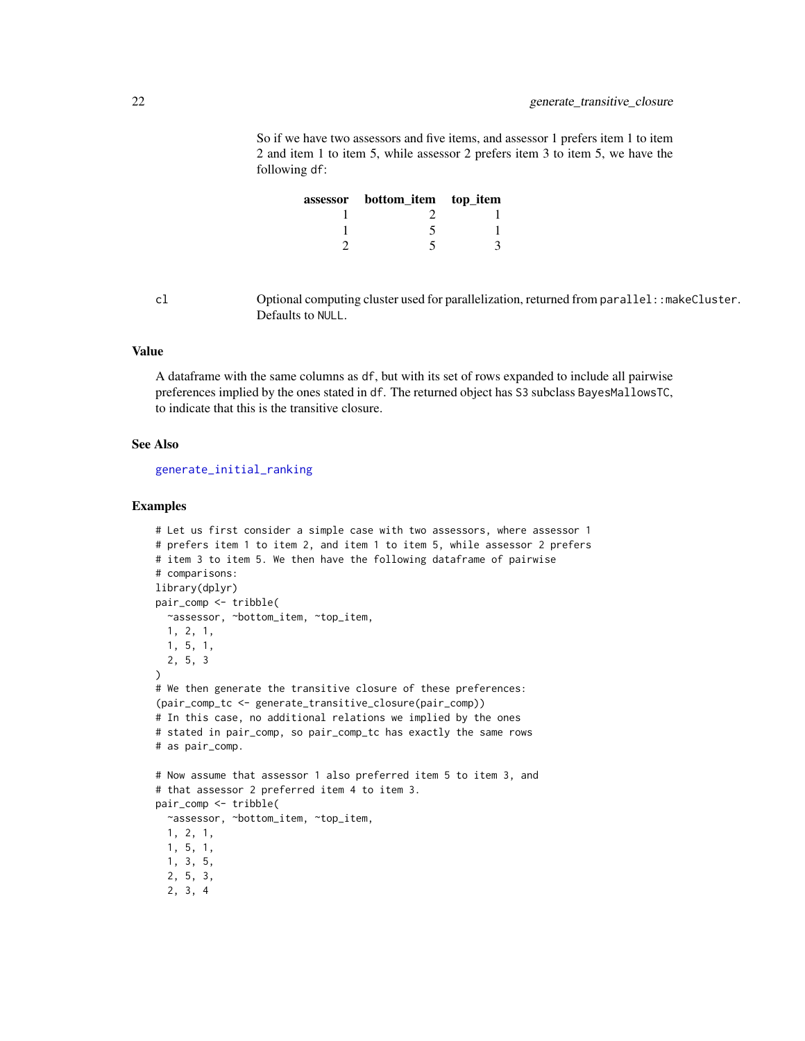So if we have two assessors and five items, and assessor 1 prefers item 1 to item 2 and item 1 to item 5, while assessor 2 prefers item 3 to item 5, we have the following `df`:

| assessor | bottom_item | top_item |
|---|---|---|
| 1 | 2 | 1 |
| 1 | 5 | 1 |
| 2 | 5 | 3 |

`cl` Optional computing cluster used for parallelization, returned from `parallel::makeCluster`. Defaults to `NULL`.

## Value

A dataframe with the same columns as `df`, but with its set of rows expanded to include all pairwise preferences implied by the ones stated in `df`. The returned object has `S3` subclass `BayesMallowsTC`, to indicate that this is the transitive closure.

## See Also

generate_initial_ranking

## Examples

```
# Let us first consider a simple case with two assessors, where assessor 1
# prefers item 1 to item 2, and item 1 to item 5, while assessor 2 prefers
# item 3 to item 5. We then have the following dataframe of pairwise
# comparisons:
library(dplyr)
pair_comp <- tribble(
  ~assessor, ~bottom_item, ~top_item,
  1, 2, 1,
  1, 5, 1,
  2, 5, 3
)
# We then generate the transitive closure of these preferences:
(pair_comp_tc <- generate_transitive_closure(pair_comp))
# In this case, no additional relations we implied by the ones
# stated in pair_comp, so pair_comp_tc has exactly the same rows
# as pair_comp.

# Now assume that assessor 1 also preferred item 5 to item 3, and
# that assessor 2 preferred item 4 to item 3.
pair_comp <- tribble(
  ~assessor, ~bottom_item, ~top_item,
  1, 2, 1,
  1, 5, 1,
  1, 3, 5,
  2, 5, 3,
  2, 3, 4
```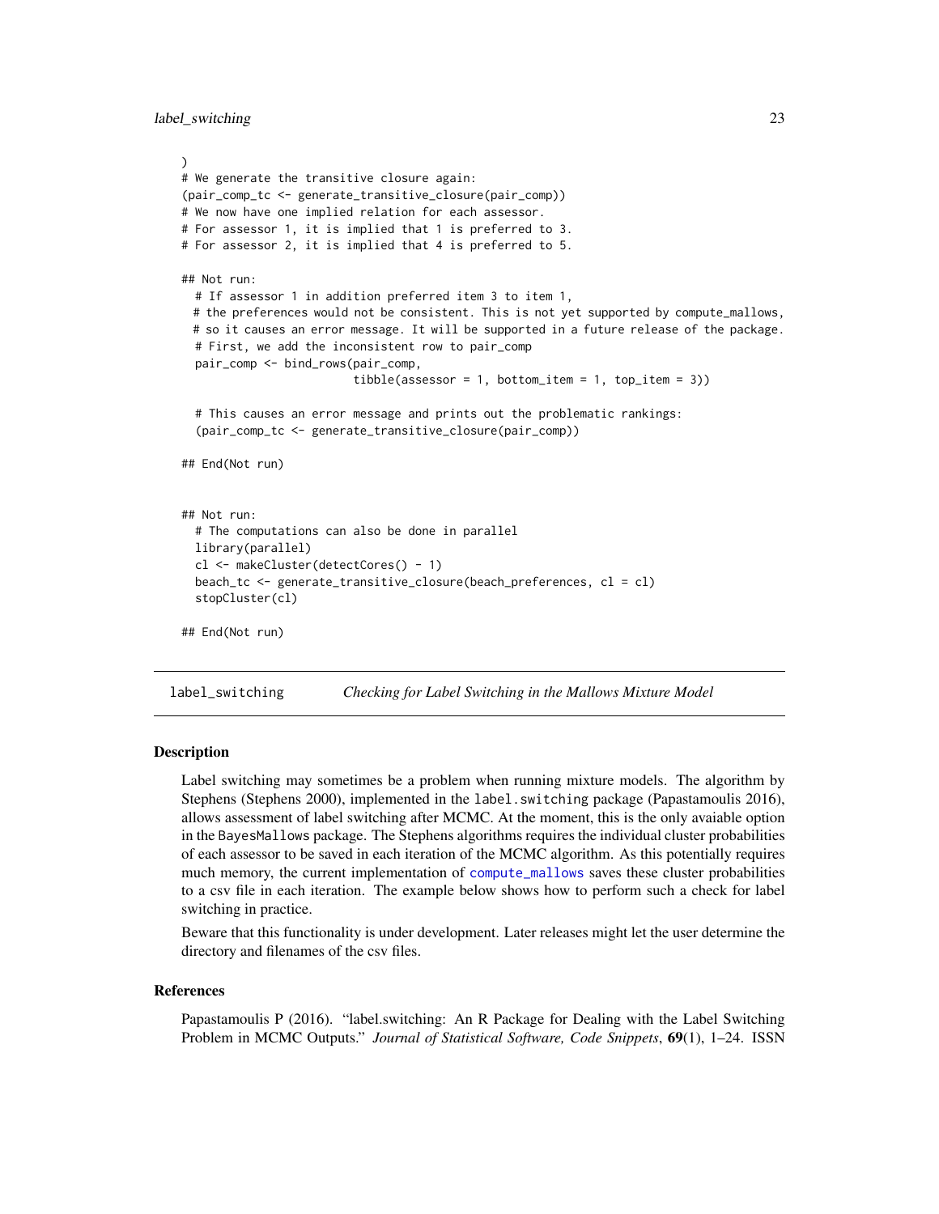```
)
# We generate the transitive closure again:
(pair_comp_tc <- generate_transitive_closure(pair_comp))
# We now have one implied relation for each assessor.
# For assessor 1, it is implied that 1 is preferred to 3.
# For assessor 2, it is implied that 4 is preferred to 5.

## Not run:
  # If assessor 1 in addition preferred item 3 to item 1,
  # the preferences would not be consistent. This is not yet supported by compute_mallows,
  # so it causes an error message. It will be supported in a future release of the package.
  # First, we add the inconsistent row to pair_comp
  pair_comp <- bind_rows(pair_comp,
                         tibble(assessor = 1, bottom_item = 1, top_item = 3))

  # This causes an error message and prints out the problematic rankings:
  (pair_comp_tc <- generate_transitive_closure(pair_comp))

## End(Not run)


## Not run:
  # The computations can also be done in parallel
  library(parallel)
  cl <- makeCluster(detectCores() - 1)
  beach_tc <- generate_transitive_closure(beach_preferences, cl = cl)
  stopCluster(cl)

## End(Not run)
```

## label_switching — *Checking for Label Switching in the Mallows Mixture Model*

### Description

Label switching may sometimes be a problem when running mixture models. The algorithm by Stephens (Stephens 2000), implemented in the `label.switching` package (Papastamoulis 2016), allows assessment of label switching after MCMC. At the moment, this is the only avaiable option in the `BayesMallows` package. The Stephens algorithms requires the individual cluster probabilities of each assessor to be saved in each iteration of the MCMC algorithm. As this potentially requires much memory, the current implementation of `compute_mallows` saves these cluster probabilities to a csv file in each iteration. The example below shows how to perform such a check for label switching in practice.

Beware that this functionality is under development. Later releases might let the user determine the directory and filenames of the csv files.

### References

Papastamoulis P (2016). "label.switching: An R Package for Dealing with the Label Switching Problem in MCMC Outputs." *Journal of Statistical Software, Code Snippets*, **69**(1), 1–24. ISSN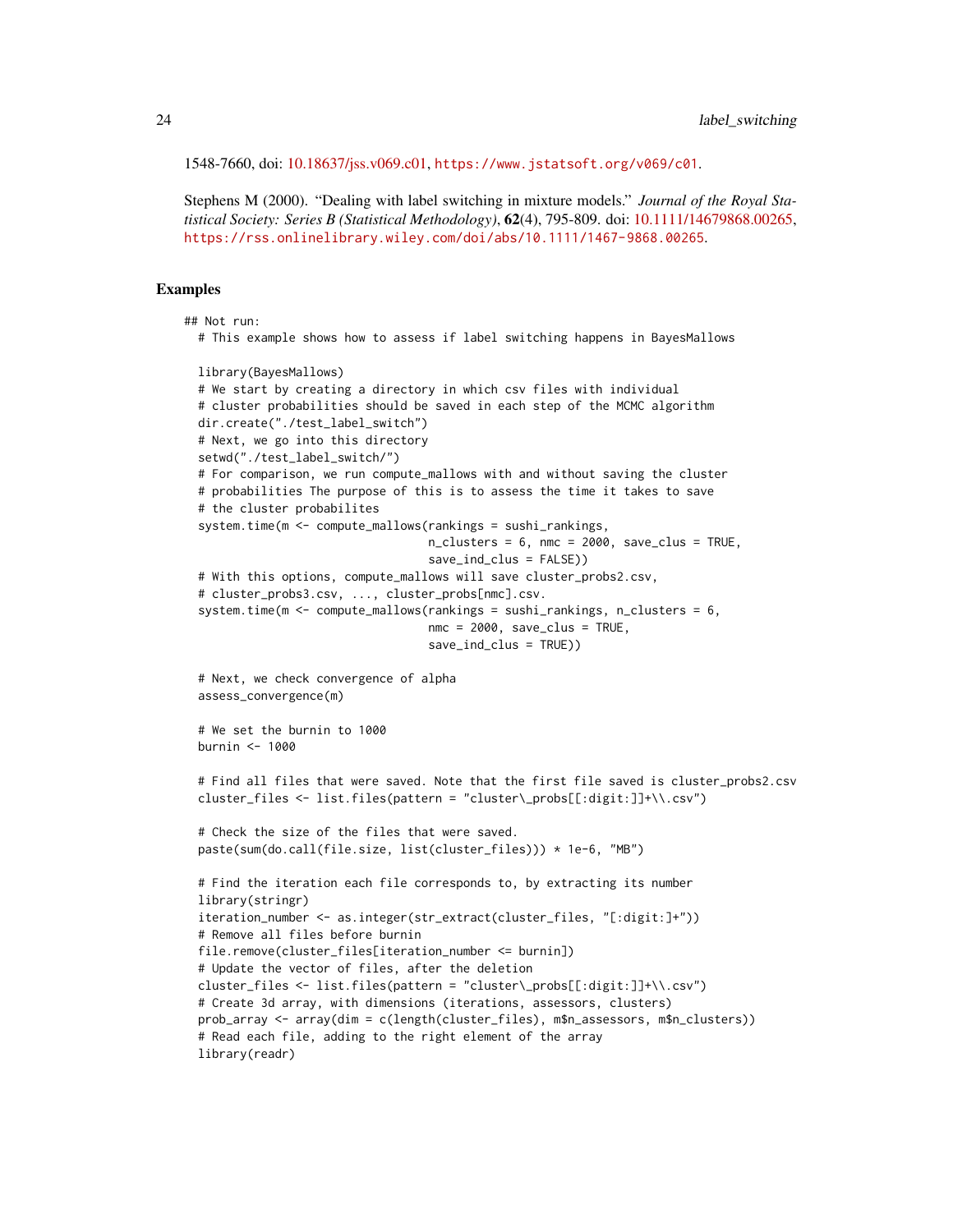1548-7660, doi: 10.18637/jss.v069.c01, https://www.jstatsoft.org/v069/c01.

Stephens M (2000). "Dealing with label switching in mixture models." *Journal of the Royal Statistical Society: Series B (Statistical Methodology)*, **62**(4), 795-809. doi: 10.1111/14679868.00265, https://rss.onlinelibrary.wiley.com/doi/abs/10.1111/1467-9868.00265.

## Examples

```
## Not run:
  # This example shows how to assess if label switching happens in BayesMallows

  library(BayesMallows)
  # We start by creating a directory in which csv files with individual
  # cluster probabilities should be saved in each step of the MCMC algorithm
  dir.create("./test_label_switch")
  # Next, we go into this directory
  setwd("./test_label_switch/")
  # For comparison, we run compute_mallows with and without saving the cluster
  # probabilities The purpose of this is to assess the time it takes to save
  # the cluster probabilites
  system.time(m <- compute_mallows(rankings = sushi_rankings,
                                   n_clusters = 6, nmc = 2000, save_clus = TRUE,
                                   save_ind_clus = FALSE))
  # With this options, compute_mallows will save cluster_probs2.csv,
  # cluster_probs3.csv, ..., cluster_probs[nmc].csv.
  system.time(m <- compute_mallows(rankings = sushi_rankings, n_clusters = 6,
                                   nmc = 2000, save_clus = TRUE,
                                   save_ind_clus = TRUE))

  # Next, we check convergence of alpha
  assess_convergence(m)

  # We set the burnin to 1000
  burnin <- 1000

  # Find all files that were saved. Note that the first file saved is cluster_probs2.csv
  cluster_files <- list.files(pattern = "cluster\_probs[[:digit:]]+\\.csv")

  # Check the size of the files that were saved.
  paste(sum(do.call(file.size, list(cluster_files))) * 1e-6, "MB")

  # Find the iteration each file corresponds to, by extracting its number
  library(stringr)
  iteration_number <- as.integer(str_extract(cluster_files, "[:digit:]+"))
  # Remove all files before burnin
  file.remove(cluster_files[iteration_number <= burnin])
  # Update the vector of files, after the deletion
  cluster_files <- list.files(pattern = "cluster\_probs[[:digit:]]+\\.csv")
  # Create 3d array, with dimensions (iterations, assessors, clusters)
  prob_array <- array(dim = c(length(cluster_files), m$n_assessors, m$n_clusters))
  # Read each file, adding to the right element of the array
  library(readr)
```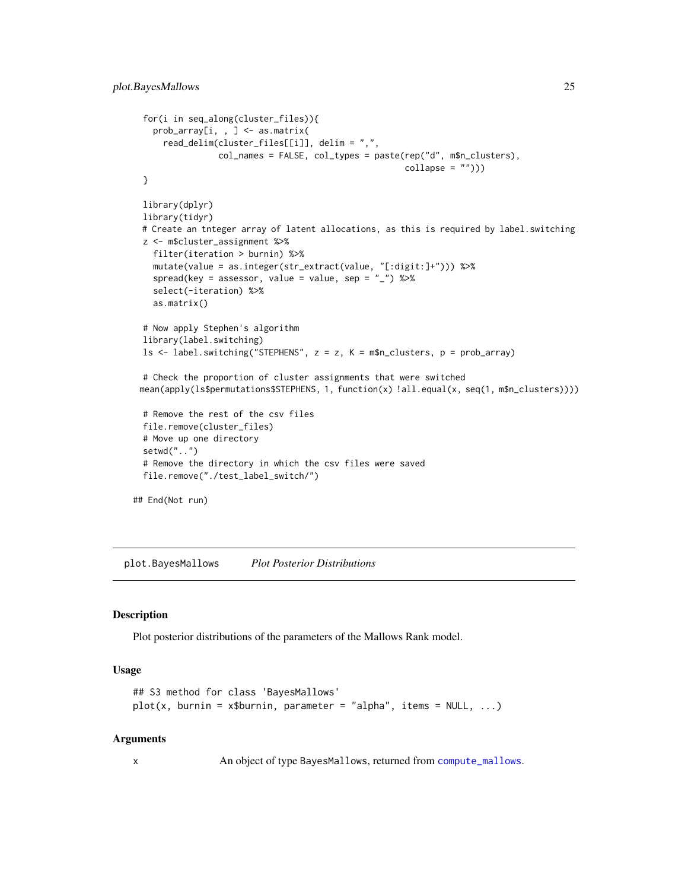```
  for(i in seq_along(cluster_files)){
    prob_array[i, , ] <- as.matrix(
      read_delim(cluster_files[[i]], delim = ",",
                 col_names = FALSE, col_types = paste(rep("d", m$n_clusters),
                                                      collapse = "")))
  }

  library(dplyr)
  library(tidyr)
  # Create an tnteger array of latent allocations, as this is required by label.switching
  z <- m$cluster_assignment %>%
    filter(iteration > burnin) %>%
    mutate(value = as.integer(str_extract(value, "[:digit:]+"))) %>%
    spread(key = assessor, value = value, sep = "_") %>%
    select(-iteration) %>%
    as.matrix()

  # Now apply Stephen's algorithm
  library(label.switching)
  ls <- label.switching("STEPHENS", z = z, K = m$n_clusters, p = prob_array)

  # Check the proportion of cluster assignments that were switched
 mean(apply(ls$permutations$STEPHENS, 1, function(x) !all.equal(x, seq(1, m$n_clusters))))

  # Remove the rest of the csv files
  file.remove(cluster_files)
  # Move up one directory
  setwd("..")
  # Remove the directory in which the csv files were saved
  file.remove("./test_label_switch/")

## End(Not run)
```

---

`plot.BayesMallows` *Plot Posterior Distributions*

---

### Description

Plot posterior distributions of the parameters of the Mallows Rank model.

### Usage

```
## S3 method for class 'BayesMallows'
plot(x, burnin = x$burnin, parameter = "alpha", items = NULL, ...)
```

### Arguments

| | |
|---|---|
| x | An object of type BayesMallows, returned from compute_mallows. |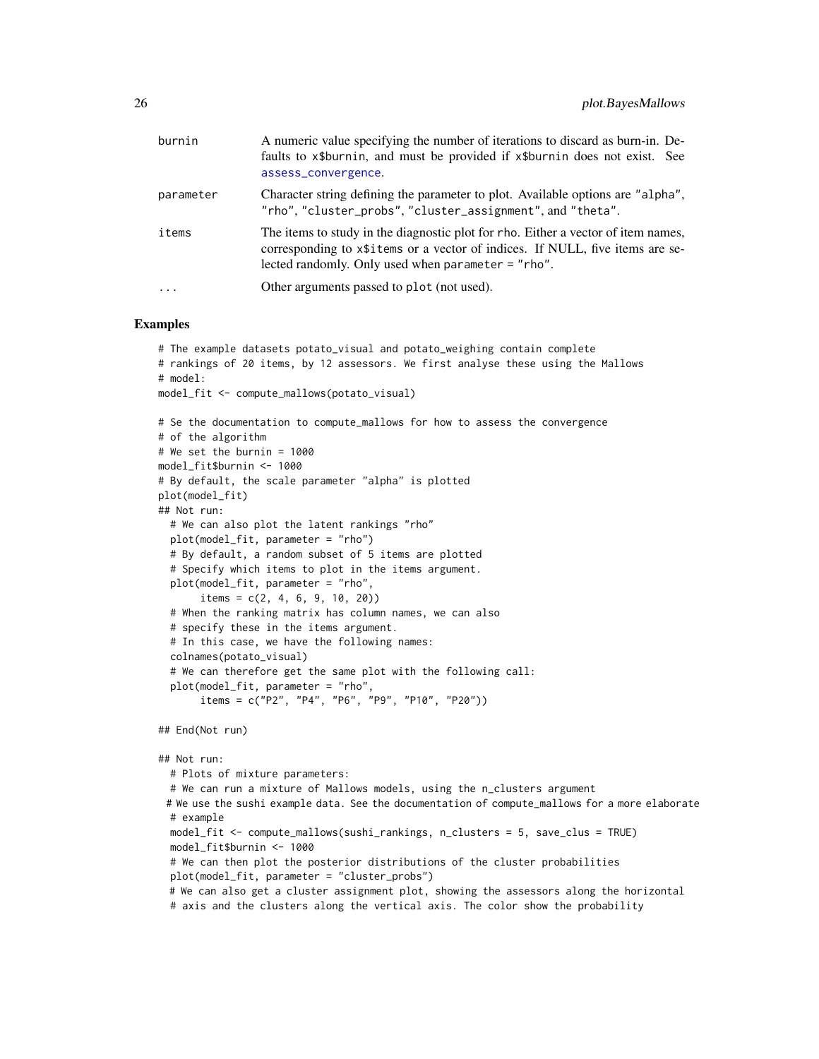| | |
|---|---|
| burnin | A numeric value specifying the number of iterations to discard as burn-in. Defaults to x$burnin, and must be provided if x$burnin does not exist. See assess_convergence. |
| parameter | Character string defining the parameter to plot. Available options are "alpha", "rho", "cluster_probs", "cluster_assignment", and "theta". |
| items | The items to study in the diagnostic plot for rho. Either a vector of item names, corresponding to x$items or a vector of indices. If NULL, five items are selected randomly. Only used when parameter = "rho". |
| ... | Other arguments passed to plot (not used). |

## Examples

```
# The example datasets potato_visual and potato_weighing contain complete
# rankings of 20 items, by 12 assessors. We first analyse these using the Mallows
# model:
model_fit <- compute_mallows(potato_visual)

# Se the documentation to compute_mallows for how to assess the convergence
# of the algorithm
# We set the burnin = 1000
model_fit$burnin <- 1000
# By default, the scale parameter "alpha" is plotted
plot(model_fit)
## Not run:
  # We can also plot the latent rankings "rho"
  plot(model_fit, parameter = "rho")
  # By default, a random subset of 5 items are plotted
  # Specify which items to plot in the items argument.
  plot(model_fit, parameter = "rho",
       items = c(2, 4, 6, 9, 10, 20))
  # When the ranking matrix has column names, we can also
  # specify these in the items argument.
  # In this case, we have the following names:
  colnames(potato_visual)
  # We can therefore get the same plot with the following call:
  plot(model_fit, parameter = "rho",
       items = c("P2", "P4", "P6", "P9", "P10", "P20"))

## End(Not run)

## Not run:
  # Plots of mixture parameters:
  # We can run a mixture of Mallows models, using the n_clusters argument
 # We use the sushi example data. See the documentation of compute_mallows for a more elaborate
  # example
  model_fit <- compute_mallows(sushi_rankings, n_clusters = 5, save_clus = TRUE)
  model_fit$burnin <- 1000
  # We can then plot the posterior distributions of the cluster probabilities
  plot(model_fit, parameter = "cluster_probs")
  # We can also get a cluster assignment plot, showing the assessors along the horizontal
  # axis and the clusters along the vertical axis. The color show the probability
```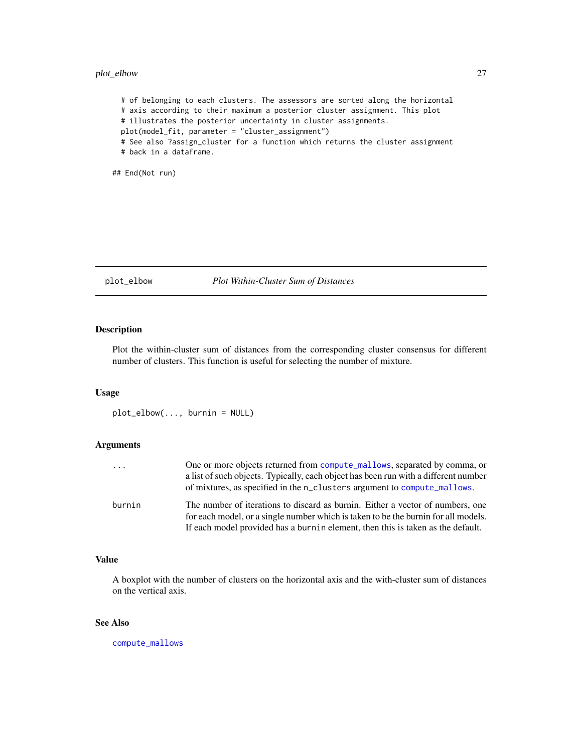```
  # of belonging to each clusters. The assessors are sorted along the horizontal
  # axis according to their maximum a posterior cluster assignment. This plot
  # illustrates the posterior uncertainty in cluster assignments.
  plot(model_fit, parameter = "cluster_assignment")
  # See also ?assign_cluster for a function which returns the cluster assignment
  # back in a dataframe.

## End(Not run)
```

---

## plot_elbow — *Plot Within-Cluster Sum of Distances*

---

### Description

Plot the within-cluster sum of distances from the corresponding cluster consensus for different number of clusters. This function is useful for selecting the number of mixture.

### Usage

```
plot_elbow(..., burnin = NULL)
```

### Arguments

| | |
|---|---|
| `...` | One or more objects returned from `compute_mallows`, separated by comma, or a list of such objects. Typically, each object has been run with a different number of mixtures, as specified in the `n_clusters` argument to `compute_mallows`. |
| `burnin` | The number of iterations to discard as burnin. Either a vector of numbers, one for each model, or a single number which is taken to be the burnin for all models. If each model provided has a `burnin` element, then this is taken as the default. |

### Value

A boxplot with the number of clusters on the horizontal axis and the with-cluster sum of distances on the vertical axis.

### See Also

`compute_mallows`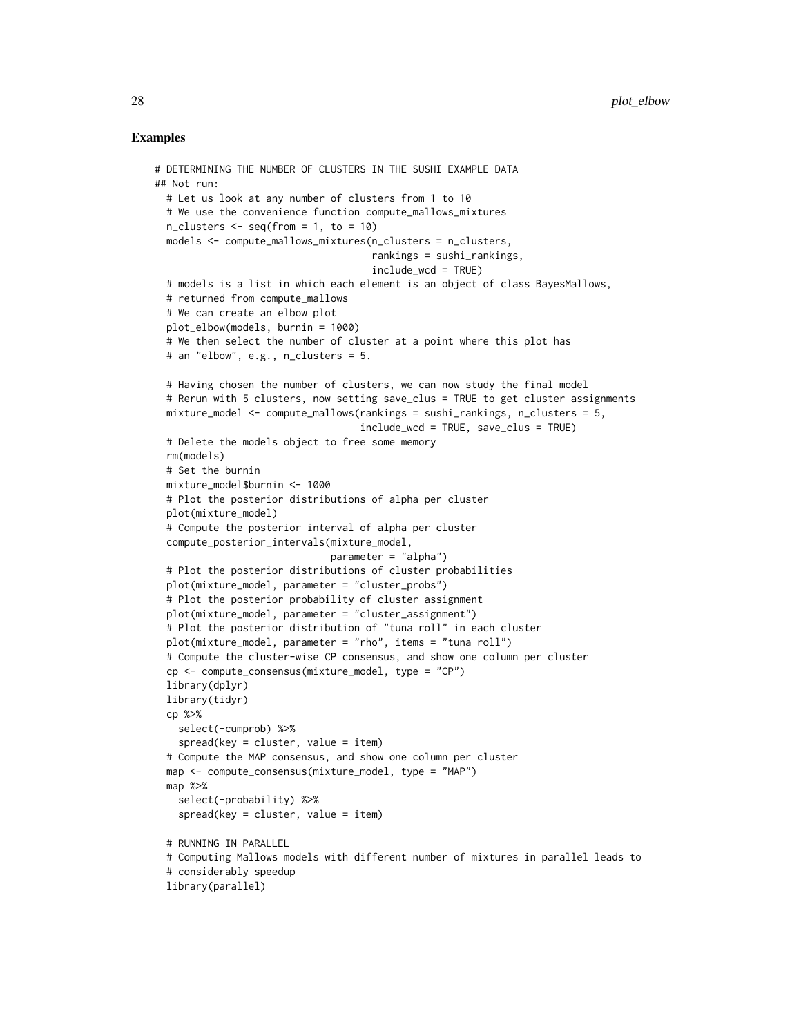## Examples

```
# DETERMINING THE NUMBER OF CLUSTERS IN THE SUSHI EXAMPLE DATA
## Not run:
  # Let us look at any number of clusters from 1 to 10
  # We use the convenience function compute_mallows_mixtures
  n_clusters <- seq(from = 1, to = 10)
  models <- compute_mallows_mixtures(n_clusters = n_clusters,
                                     rankings = sushi_rankings,
                                     include_wcd = TRUE)
  # models is a list in which each element is an object of class BayesMallows,
  # returned from compute_mallows
  # We can create an elbow plot
  plot_elbow(models, burnin = 1000)
  # We then select the number of cluster at a point where this plot has
  # an "elbow", e.g., n_clusters = 5.

  # Having chosen the number of clusters, we can now study the final model
  # Rerun with 5 clusters, now setting save_clus = TRUE to get cluster assignments
  mixture_model <- compute_mallows(rankings = sushi_rankings, n_clusters = 5,
                                   include_wcd = TRUE, save_clus = TRUE)
  # Delete the models object to free some memory
  rm(models)
  # Set the burnin
  mixture_model$burnin <- 1000
  # Plot the posterior distributions of alpha per cluster
  plot(mixture_model)
  # Compute the posterior interval of alpha per cluster
  compute_posterior_intervals(mixture_model,
                              parameter = "alpha")
  # Plot the posterior distributions of cluster probabilities
  plot(mixture_model, parameter = "cluster_probs")
  # Plot the posterior probability of cluster assignment
  plot(mixture_model, parameter = "cluster_assignment")
  # Plot the posterior distribution of "tuna roll" in each cluster
  plot(mixture_model, parameter = "rho", items = "tuna roll")
  # Compute the cluster-wise CP consensus, and show one column per cluster
  cp <- compute_consensus(mixture_model, type = "CP")
  library(dplyr)
  library(tidyr)
  cp %>%
    select(-cumprob) %>%
    spread(key = cluster, value = item)
  # Compute the MAP consensus, and show one column per cluster
  map <- compute_consensus(mixture_model, type = "MAP")
  map %>%
    select(-probability) %>%
    spread(key = cluster, value = item)

  # RUNNING IN PARALLEL
  # Computing Mallows models with different number of mixtures in parallel leads to
  # considerably speedup
  library(parallel)
```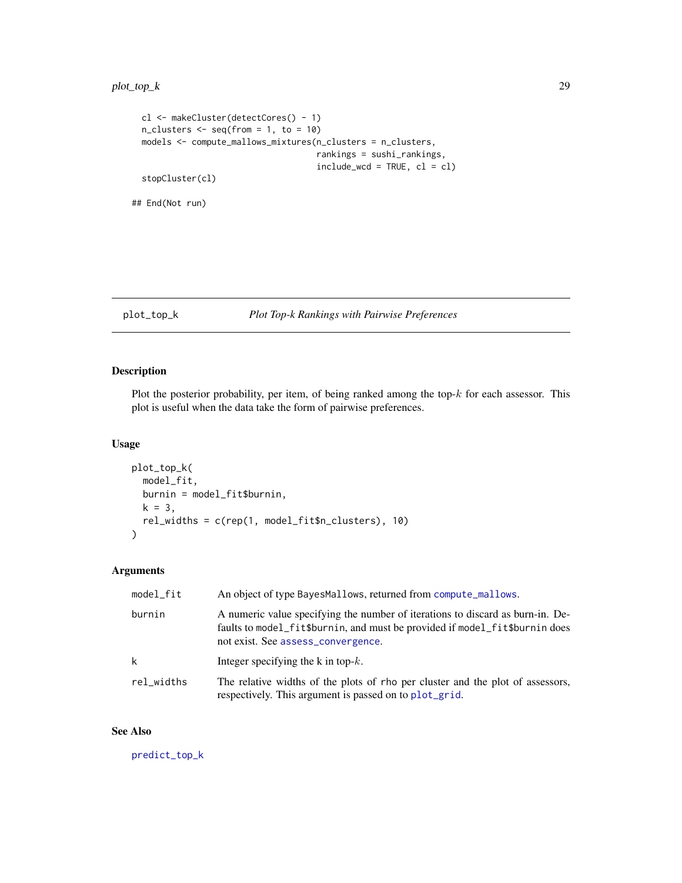```
  cl <- makeCluster(detectCores() - 1)
  n_clusters <- seq(from = 1, to = 10)
  models <- compute_mallows_mixtures(n_clusters = n_clusters,
                                     rankings = sushi_rankings,
                                     include_wcd = TRUE, cl = cl)
  stopCluster(cl)

## End(Not run)
```

---

## plot_top_k — *Plot Top-k Rankings with Pairwise Preferences*

---

### Description

Plot the posterior probability, per item, of being ranked among the top-$k$ for each assessor. This plot is useful when the data take the form of pairwise preferences.

### Usage

```
plot_top_k(
  model_fit,
  burnin = model_fit$burnin,
  k = 3,
  rel_widths = c(rep(1, model_fit$n_clusters), 10)
)
```

### Arguments

| | |
|---|---|
| `model_fit` | An object of type `BayesMallows`, returned from `compute_mallows`. |
| `burnin` | A numeric value specifying the number of iterations to discard as burn-in. Defaults to `model_fit$burnin`, and must be provided if `model_fit$burnin` does not exist. See `assess_convergence`. |
| `k` | Integer specifying the k in top-$k$. |
| `rel_widths` | The relative widths of the plots of `rho` per cluster and the plot of assessors, respectively. This argument is passed on to `plot_grid`. |

### See Also

`predict_top_k`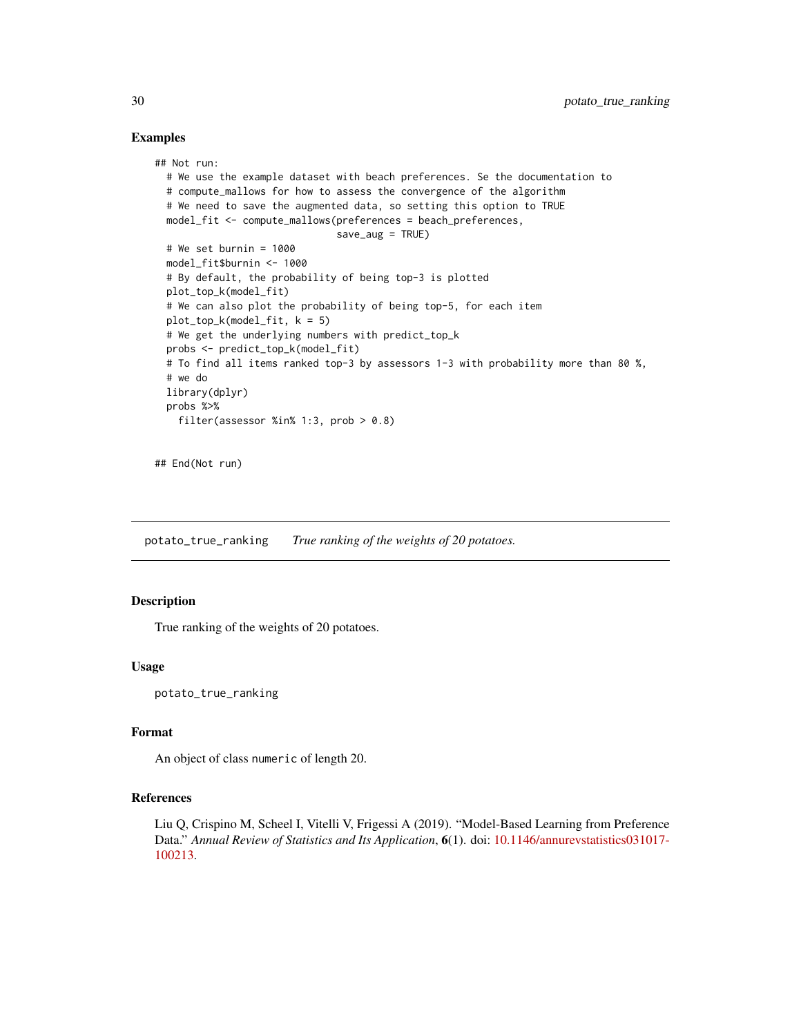### Examples

```
## Not run:
  # We use the example dataset with beach preferences. Se the documentation to
  # compute_mallows for how to assess the convergence of the algorithm
  # We need to save the augmented data, so setting this option to TRUE
  model_fit <- compute_mallows(preferences = beach_preferences,
                               save_aug = TRUE)
  # We set burnin = 1000
  model_fit$burnin <- 1000
  # By default, the probability of being top-3 is plotted
  plot_top_k(model_fit)
  # We can also plot the probability of being top-5, for each item
  plot_top_k(model_fit, k = 5)
  # We get the underlying numbers with predict_top_k
  probs <- predict_top_k(model_fit)
  # To find all items ranked top-3 by assessors 1-3 with probability more than 80 %,
  # we do
  library(dplyr)
  probs %>%
    filter(assessor %in% 1:3, prob > 0.8)


## End(Not run)
```

## potato_true_ranking    *True ranking of the weights of 20 potatoes.*

### Description

True ranking of the weights of 20 potatoes.

### Usage

```
potato_true_ranking
```

### Format

An object of class `numeric` of length 20.

### References

Liu Q, Crispino M, Scheel I, Vitelli V, Frigessi A (2019). "Model-Based Learning from Preference Data." *Annual Review of Statistics and Its Application*, **6**(1). doi: 10.1146/annurevstatistics031017-100213.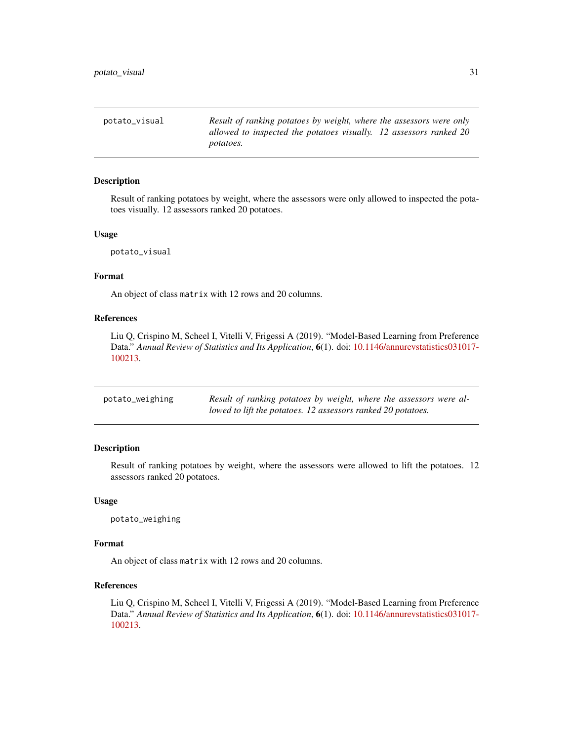## potato_visual

*Result of ranking potatoes by weight, where the assessors were only allowed to inspected the potatoes visually. 12 assessors ranked 20 potatoes.*

### Description

Result of ranking potatoes by weight, where the assessors were only allowed to inspected the potatoes visually. 12 assessors ranked 20 potatoes.

### Usage

```
potato_visual
```

### Format

An object of class `matrix` with 12 rows and 20 columns.

### References

Liu Q, Crispino M, Scheel I, Vitelli V, Frigessi A (2019). "Model-Based Learning from Preference Data." *Annual Review of Statistics and Its Application*, **6**(1). doi: 10.1146/annurevstatistics031017-100213.

## potato_weighing

*Result of ranking potatoes by weight, where the assessors were allowed to lift the potatoes. 12 assessors ranked 20 potatoes.*

### Description

Result of ranking potatoes by weight, where the assessors were allowed to lift the potatoes. 12 assessors ranked 20 potatoes.

### Usage

```
potato_weighing
```

### Format

An object of class `matrix` with 12 rows and 20 columns.

### References

Liu Q, Crispino M, Scheel I, Vitelli V, Frigessi A (2019). "Model-Based Learning from Preference Data." *Annual Review of Statistics and Its Application*, **6**(1). doi: 10.1146/annurevstatistics031017-100213.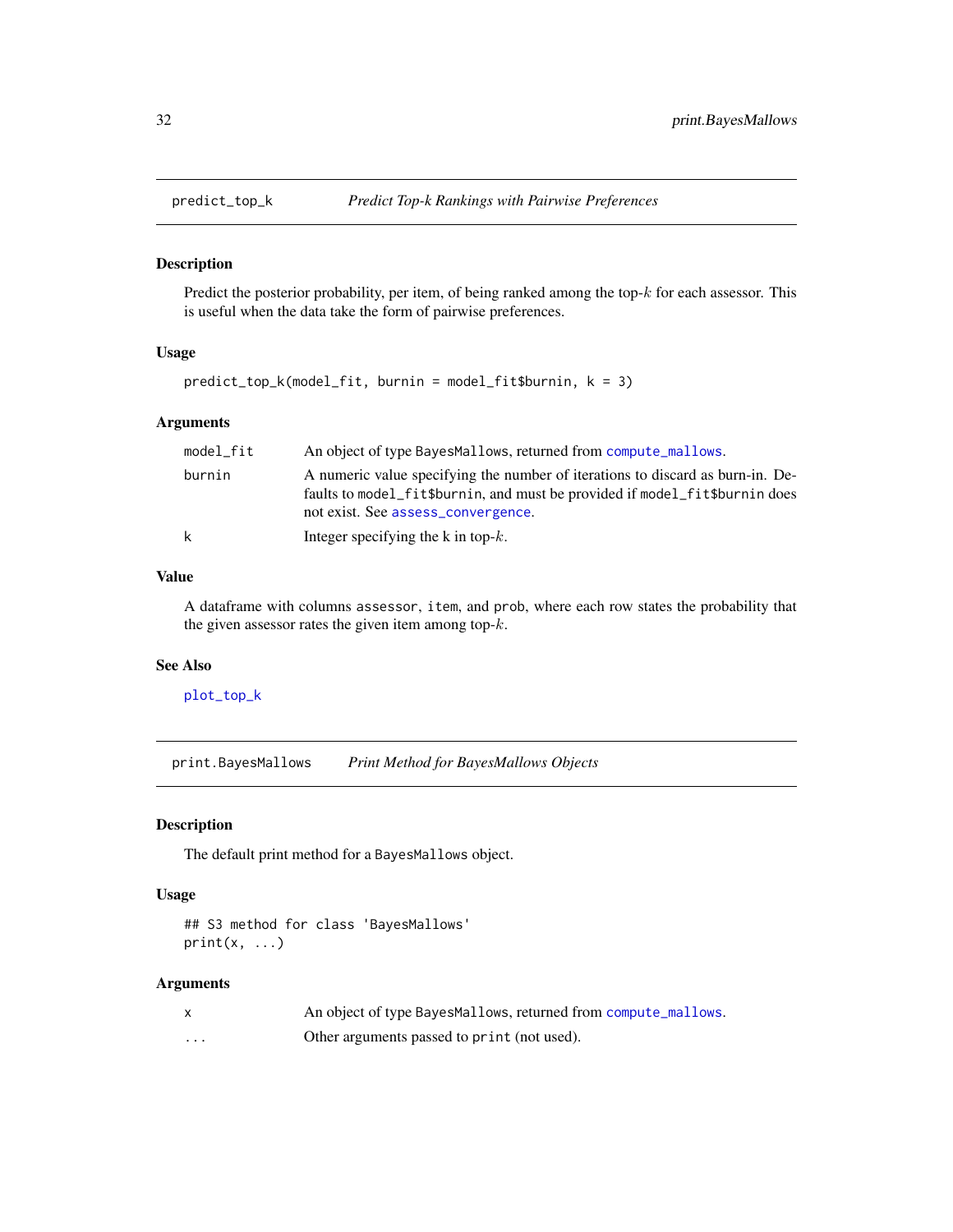## predict_top_k *Predict Top-k Rankings with Pairwise Preferences*

### Description

Predict the posterior probability, per item, of being ranked among the top-$k$ for each assessor. This is useful when the data take the form of pairwise preferences.

### Usage

```
predict_top_k(model_fit, burnin = model_fit$burnin, k = 3)
```

### Arguments

| | |
|---|---|
| model_fit | An object of type BayesMallows, returned from compute_mallows. |
| burnin | A numeric value specifying the number of iterations to discard as burn-in. Defaults to model_fit$burnin, and must be provided if model_fit$burnin does not exist. See assess_convergence. |
| k | Integer specifying the k in top-$k$. |

### Value

A dataframe with columns assessor, item, and prob, where each row states the probability that the given assessor rates the given item among top-$k$.

### See Also

plot_top_k

## print.BayesMallows *Print Method for BayesMallows Objects*

### Description

The default print method for a BayesMallows object.

### Usage

```
## S3 method for class 'BayesMallows'
print(x, ...)
```

### Arguments

| | |
|---|---|
| x | An object of type BayesMallows, returned from compute_mallows. |
| ... | Other arguments passed to print (not used). |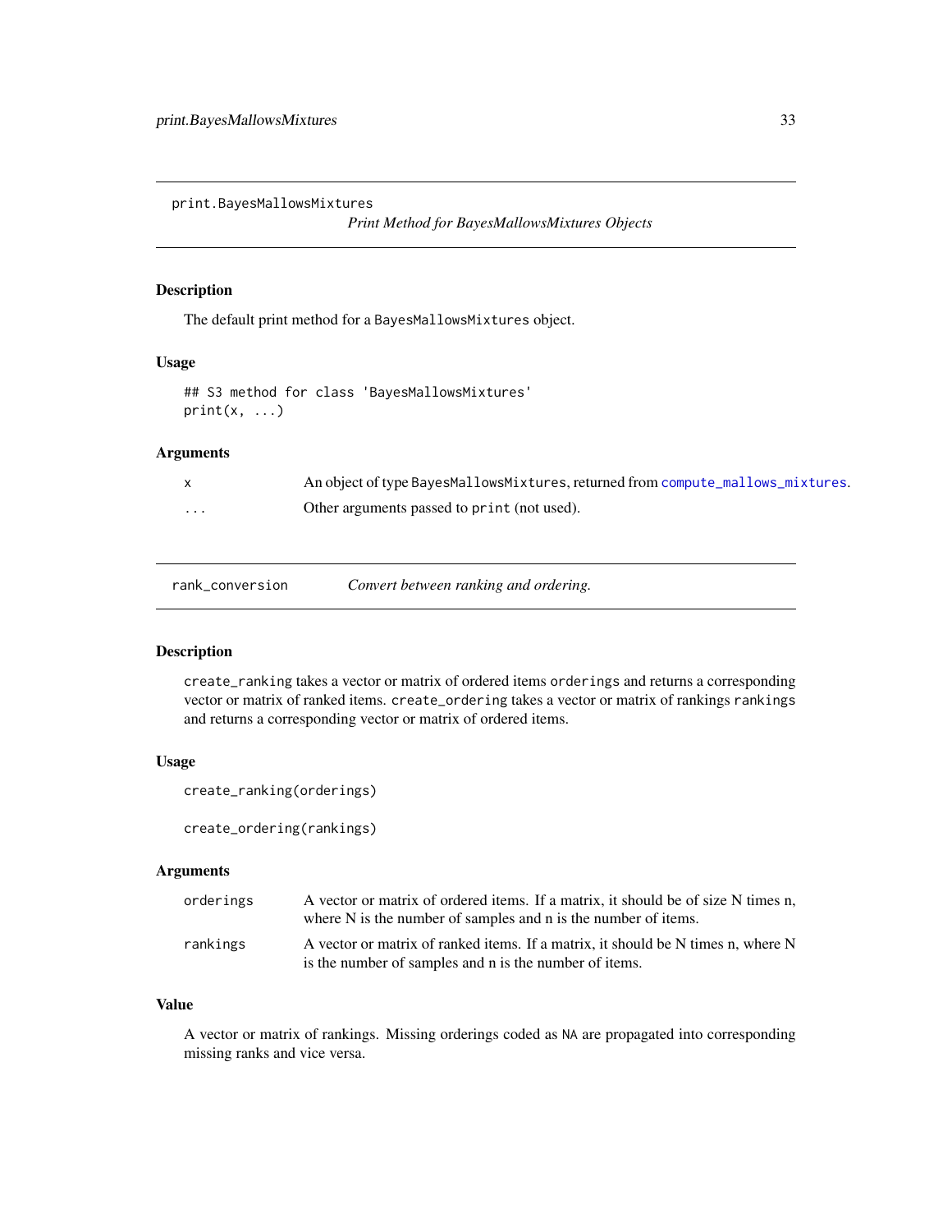## print.BayesMallowsMixtures

*Print Method for BayesMallowsMixtures Objects*

### Description

The default print method for a `BayesMallowsMixtures` object.

### Usage

```
## S3 method for class 'BayesMallowsMixtures'
print(x, ...)
```

### Arguments

| | |
|---|---|
| `x` | An object of type `BayesMallowsMixtures`, returned from `compute_mallows_mixtures`. |
| `...` | Other arguments passed to `print` (not used). |

## rank_conversion

*Convert between ranking and ordering.*

### Description

`create_ranking` takes a vector or matrix of ordered items `orderings` and returns a corresponding vector or matrix of ranked items. `create_ordering` takes a vector or matrix of rankings `rankings` and returns a corresponding vector or matrix of ordered items.

### Usage

```
create_ranking(orderings)

create_ordering(rankings)
```

### Arguments

| | |
|---|---|
| `orderings` | A vector or matrix of ordered items. If a matrix, it should be of size N times n, where N is the number of samples and n is the number of items. |
| `rankings` | A vector or matrix of ranked items. If a matrix, it should be N times n, where N is the number of samples and n is the number of items. |

### Value

A vector or matrix of rankings. Missing orderings coded as `NA` are propagated into corresponding missing ranks and vice versa.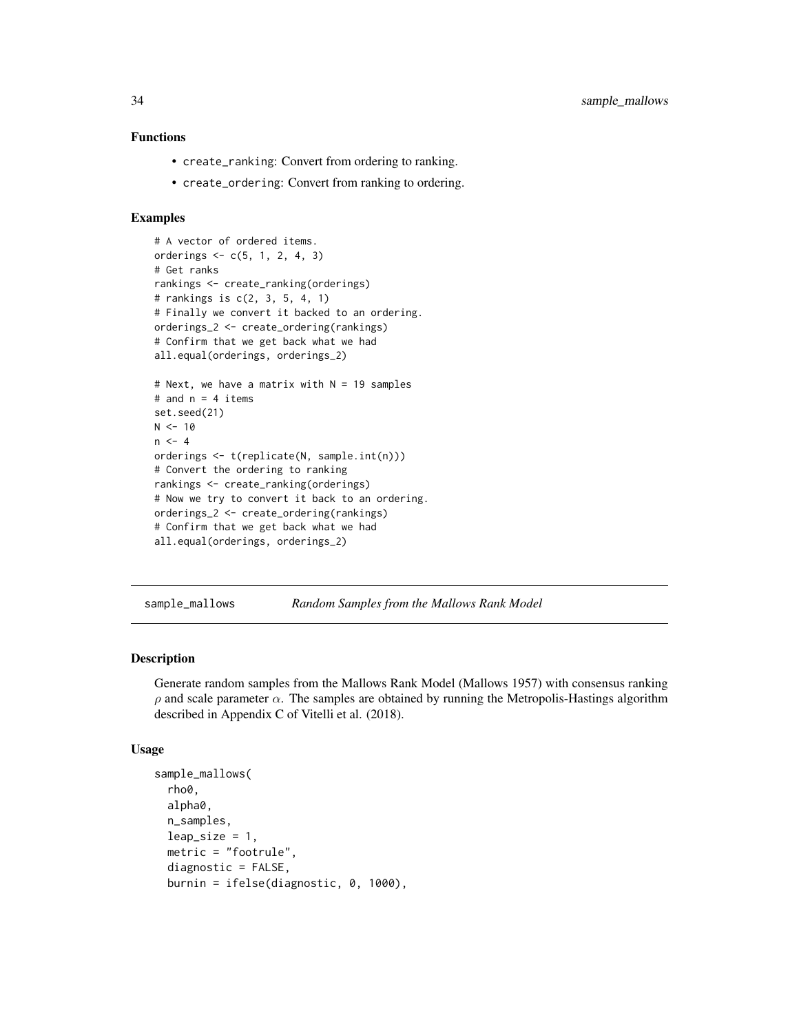### Functions

- `create_ranking`: Convert from ordering to ranking.
- `create_ordering`: Convert from ranking to ordering.

### Examples

```
# A vector of ordered items.
orderings <- c(5, 1, 2, 4, 3)
# Get ranks
rankings <- create_ranking(orderings)
# rankings is c(2, 3, 5, 4, 1)
# Finally we convert it backed to an ordering.
orderings_2 <- create_ordering(rankings)
# Confirm that we get back what we had
all.equal(orderings, orderings_2)

# Next, we have a matrix with N = 19 samples
# and n = 4 items
set.seed(21)
N <- 10
n <- 4
orderings <- t(replicate(N, sample.int(n)))
# Convert the ordering to ranking
rankings <- create_ranking(orderings)
# Now we try to convert it back to an ordering.
orderings_2 <- create_ordering(rankings)
# Confirm that we get back what we had
all.equal(orderings, orderings_2)
```

---

## sample_mallows — *Random Samples from the Mallows Rank Model*

### Description

Generate random samples from the Mallows Rank Model (Mallows 1957) with consensus ranking $\rho$ and scale parameter $\alpha$. The samples are obtained by running the Metropolis-Hastings algorithm described in Appendix C of Vitelli et al. (2018).

### Usage

```
sample_mallows(
  rho0,
  alpha0,
  n_samples,
  leap_size = 1,
  metric = "footrule",
  diagnostic = FALSE,
  burnin = ifelse(diagnostic, 0, 1000),
```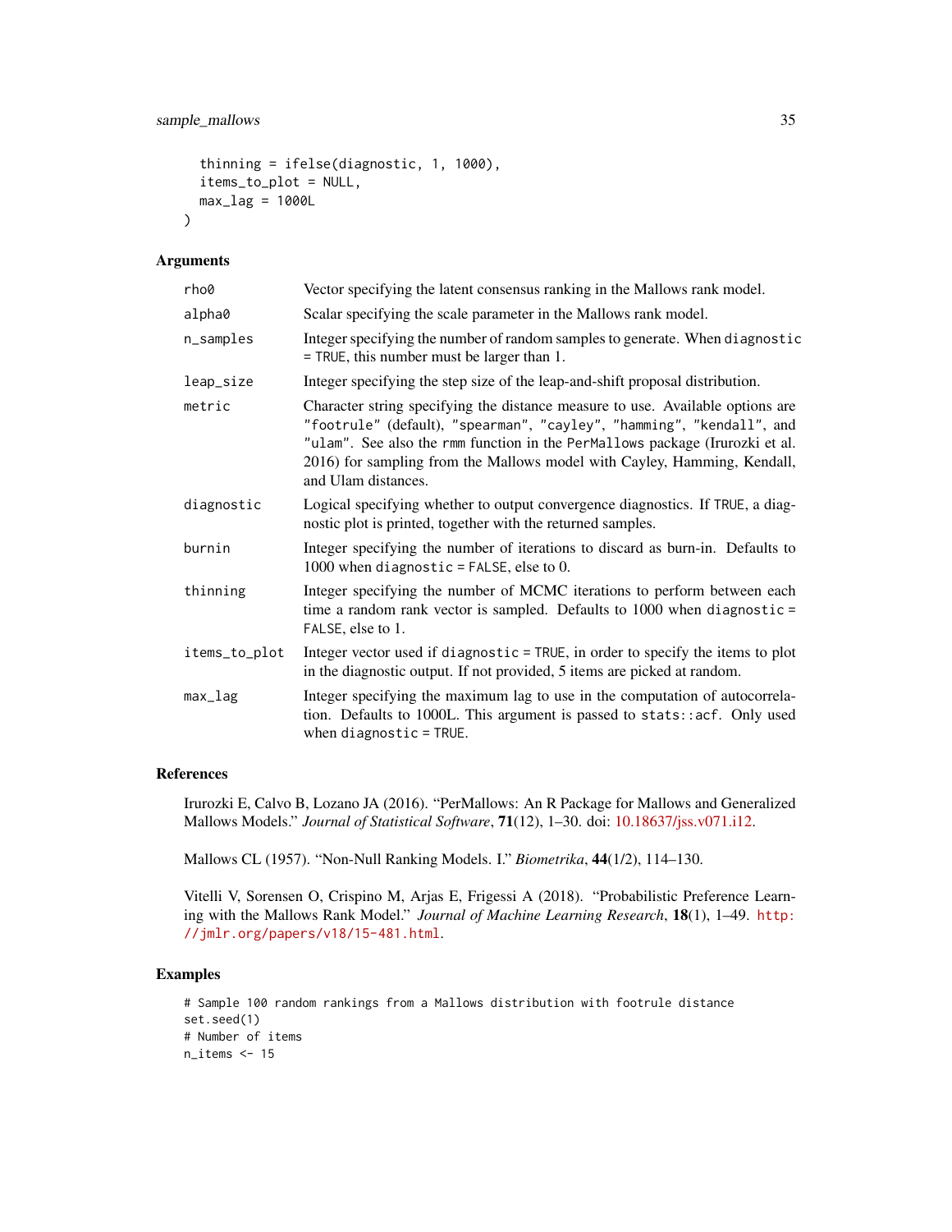```
  thinning = ifelse(diagnostic, 1, 1000),
  items_to_plot = NULL,
  max_lag = 1000L
)
```

## Arguments

| | |
|---|---|
| rho0 | Vector specifying the latent consensus ranking in the Mallows rank model. |
| alpha0 | Scalar specifying the scale parameter in the Mallows rank model. |
| n_samples | Integer specifying the number of random samples to generate. When `diagnostic = TRUE`, this number must be larger than 1. |
| leap_size | Integer specifying the step size of the leap-and-shift proposal distribution. |
| metric | Character string specifying the distance measure to use. Available options are `"footrule"` (default), `"spearman"`, `"cayley"`, `"hamming"`, `"kendall"`, and `"ulam"`. See also the `rmm` function in the `PerMallows` package (Irurozki et al. 2016) for sampling from the Mallows model with Cayley, Hamming, Kendall, and Ulam distances. |
| diagnostic | Logical specifying whether to output convergence diagnostics. If `TRUE`, a diagnostic plot is printed, together with the returned samples. |
| burnin | Integer specifying the number of iterations to discard as burn-in. Defaults to 1000 when `diagnostic = FALSE`, else to 0. |
| thinning | Integer specifying the number of MCMC iterations to perform between each time a random rank vector is sampled. Defaults to 1000 when `diagnostic = FALSE`, else to 1. |
| items_to_plot | Integer vector used if `diagnostic = TRUE`, in order to specify the items to plot in the diagnostic output. If not provided, 5 items are picked at random. |
| max_lag | Integer specifying the maximum lag to use in the computation of autocorrelation. Defaults to 1000L. This argument is passed to `stats::acf`. Only used when `diagnostic = TRUE`. |

## References

Irurozki E, Calvo B, Lozano JA (2016). "PerMallows: An R Package for Mallows and Generalized Mallows Models." *Journal of Statistical Software*, **71**(12), 1–30. doi: 10.18637/jss.v071.i12.

Mallows CL (1957). "Non-Null Ranking Models. I." *Biometrika*, **44**(1/2), 114–130.

Vitelli V, Sorensen O, Crispino M, Arjas E, Frigessi A (2018). "Probabilistic Preference Learning with the Mallows Rank Model." *Journal of Machine Learning Research*, **18**(1), 1–49. http://jmlr.org/papers/v18/15-481.html.

## Examples

```
# Sample 100 random rankings from a Mallows distribution with footrule distance
set.seed(1)
# Number of items
n_items <- 15
```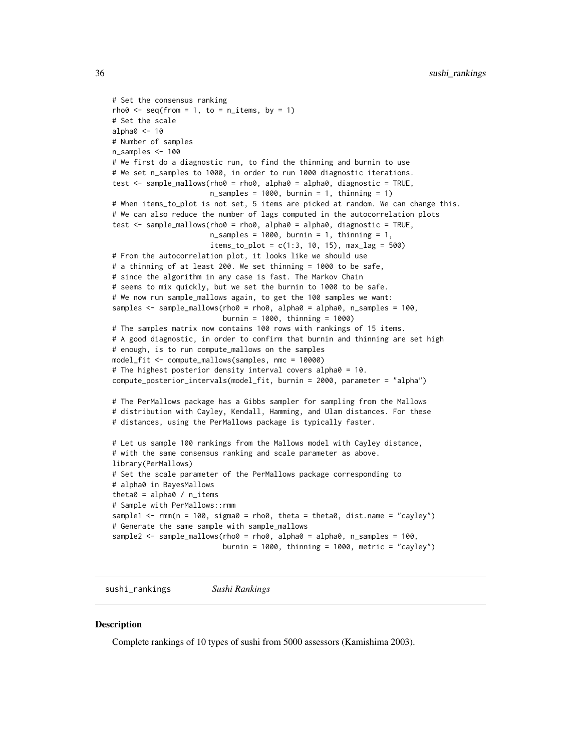```
# Set the consensus ranking
rho0 <- seq(from = 1, to = n_items, by = 1)
# Set the scale
alpha0 <- 10
# Number of samples
n_samples <- 100
# We first do a diagnostic run, to find the thinning and burnin to use
# We set n_samples to 1000, in order to run 1000 diagnostic iterations.
test <- sample_mallows(rho0 = rho0, alpha0 = alpha0, diagnostic = TRUE,
                       n_samples = 1000, burnin = 1, thinning = 1)
# When items_to_plot is not set, 5 items are picked at random. We can change this.
# We can also reduce the number of lags computed in the autocorrelation plots
test <- sample_mallows(rho0 = rho0, alpha0 = alpha0, diagnostic = TRUE,
                       n_samples = 1000, burnin = 1, thinning = 1,
                       items_to_plot = c(1:3, 10, 15), max_lag = 500)
# From the autocorrelation plot, it looks like we should use
# a thinning of at least 200. We set thinning = 1000 to be safe,
# since the algorithm in any case is fast. The Markov Chain
# seems to mix quickly, but we set the burnin to 1000 to be safe.
# We now run sample_mallows again, to get the 100 samples we want:
samples <- sample_mallows(rho0 = rho0, alpha0 = alpha0, n_samples = 100,
                          burnin = 1000, thinning = 1000)
# The samples matrix now contains 100 rows with rankings of 15 items.
# A good diagnostic, in order to confirm that burnin and thinning are set high
# enough, is to run compute_mallows on the samples
model_fit <- compute_mallows(samples, nmc = 10000)
# The highest posterior density interval covers alpha0 = 10.
compute_posterior_intervals(model_fit, burnin = 2000, parameter = "alpha")

# The PerMallows package has a Gibbs sampler for sampling from the Mallows
# distribution with Cayley, Kendall, Hamming, and Ulam distances. For these
# distances, using the PerMallows package is typically faster.

# Let us sample 100 rankings from the Mallows model with Cayley distance,
# with the same consensus ranking and scale parameter as above.
library(PerMallows)
# Set the scale parameter of the PerMallows package corresponding to
# alpha0 in BayesMallows
theta0 = alpha0 / n_items
# Sample with PerMallows::rmm
sample1 <- rmm(n = 100, sigma0 = rho0, theta = theta0, dist.name = "cayley")
# Generate the same sample with sample_mallows
sample2 <- sample_mallows(rho0 = rho0, alpha0 = alpha0, n_samples = 100,
                          burnin = 1000, thinning = 1000, metric = "cayley")
```

---

## sushi_rankings *Sushi Rankings*

---

### Description

Complete rankings of 10 types of sushi from 5000 assessors (Kamishima 2003).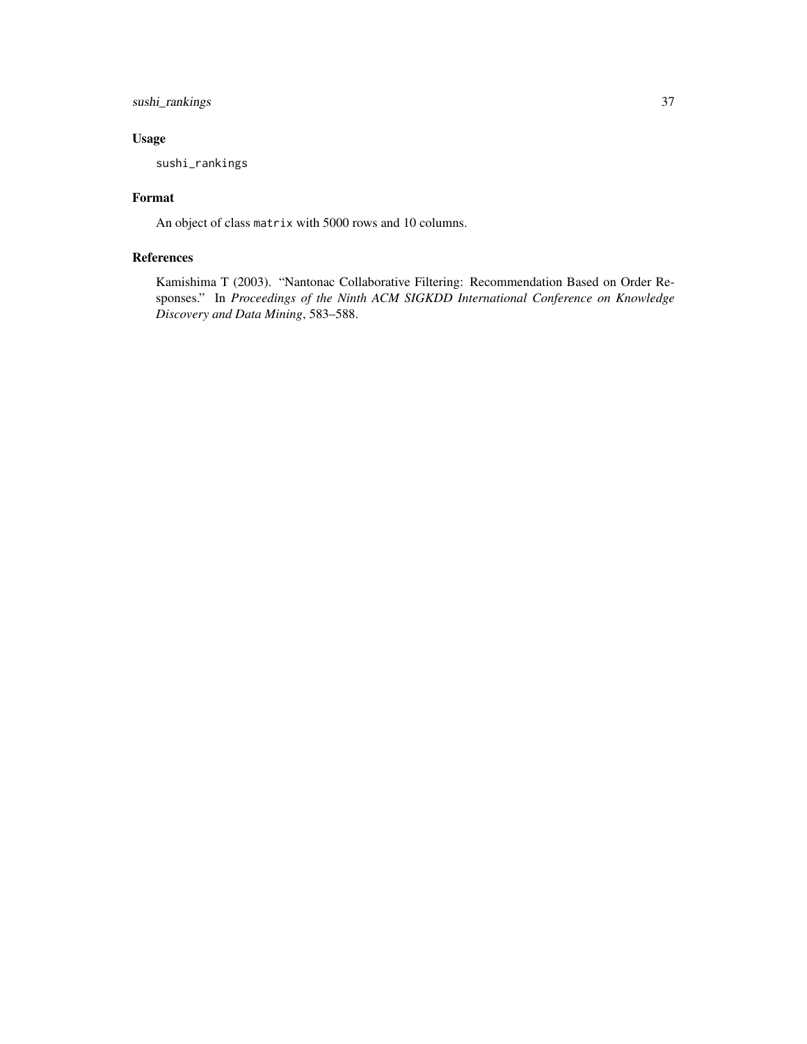## Usage

```
sushi_rankings
```

## Format

An object of class `matrix` with 5000 rows and 10 columns.

## References

Kamishima T (2003). "Nantonac Collaborative Filtering: Recommendation Based on Order Responses." In *Proceedings of the Ninth ACM SIGKDD International Conference on Knowledge Discovery and Data Mining*, 583–588.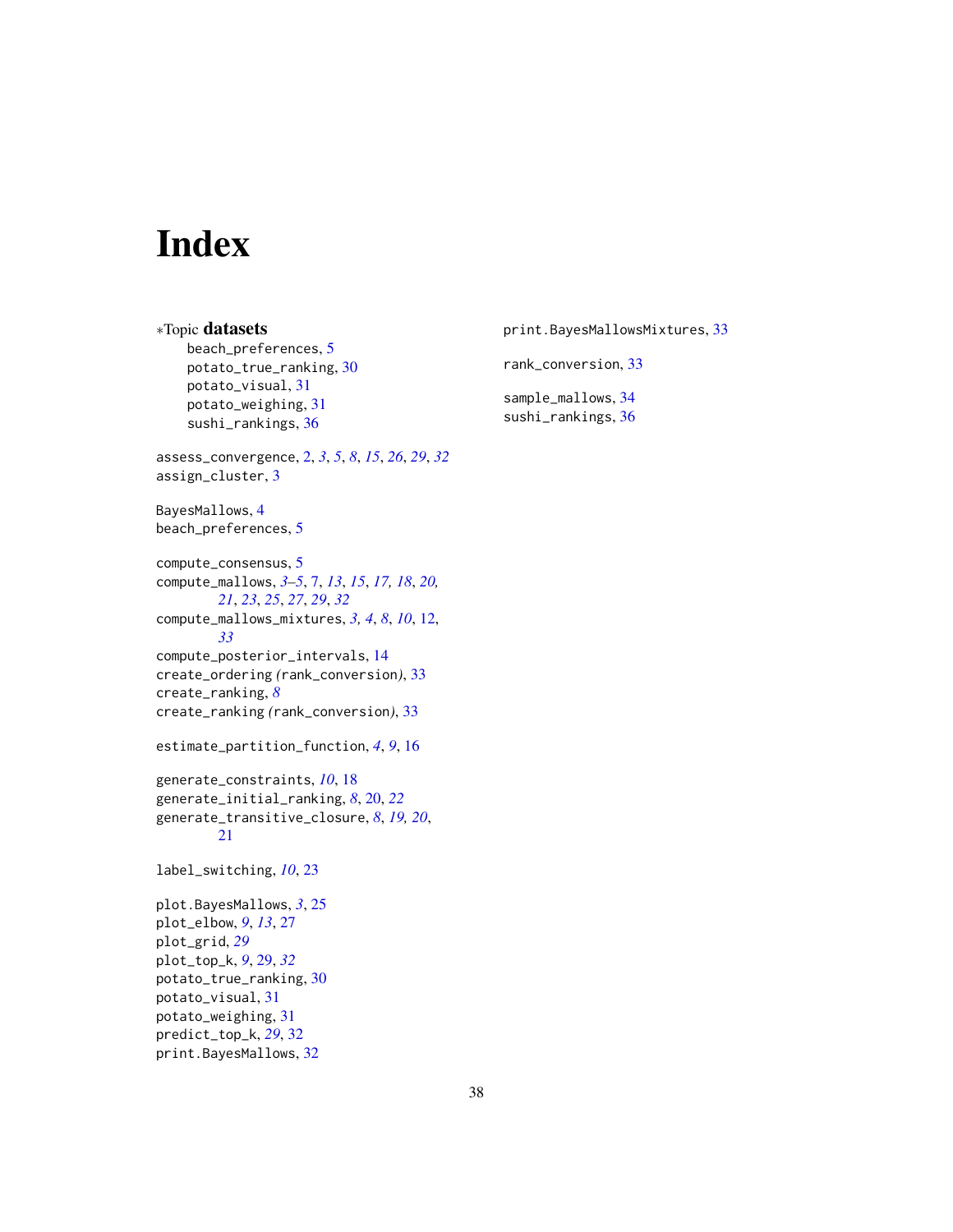# Index

∗Topic **datasets**

- beach_preferences, 5
- potato_true_ranking, 30
- potato_visual, 31
- potato_weighing, 31
- sushi_rankings, 36

assess_convergence, 2, *3*, *5*, *8*, *15*, *26*, *29*, *32*
assign_cluster, 3

BayesMallows, 4
beach_preferences, 5

compute_consensus, 5
compute_mallows, *3–5*, 7, *13*, *15*, *17, 18*, *20, 21*, *23*, *25*, *27*, *29*, *32*
compute_mallows_mixtures, *3, 4*, *8*, *10*, 12, *33*
compute_posterior_intervals, 14
create_ordering *(*rank_conversion*)*, 33
create_ranking, *8*
create_ranking *(*rank_conversion*)*, 33

estimate_partition_function, *4*, *9*, 16

generate_constraints, *10*, 18
generate_initial_ranking, *8*, 20, *22*
generate_transitive_closure, *8*, *19, 20*, 21

label_switching, *10*, 23

plot.BayesMallows, *3*, 25
plot_elbow, *9*, *13*, 27
plot_grid, *29*
plot_top_k, *9*, 29, *32*
potato_true_ranking, 30
potato_visual, 31
potato_weighing, 31
predict_top_k, *29*, 32
print.BayesMallows, 32
print.BayesMallowsMixtures, 33

rank_conversion, 33

sample_mallows, 34
sushi_rankings, 36